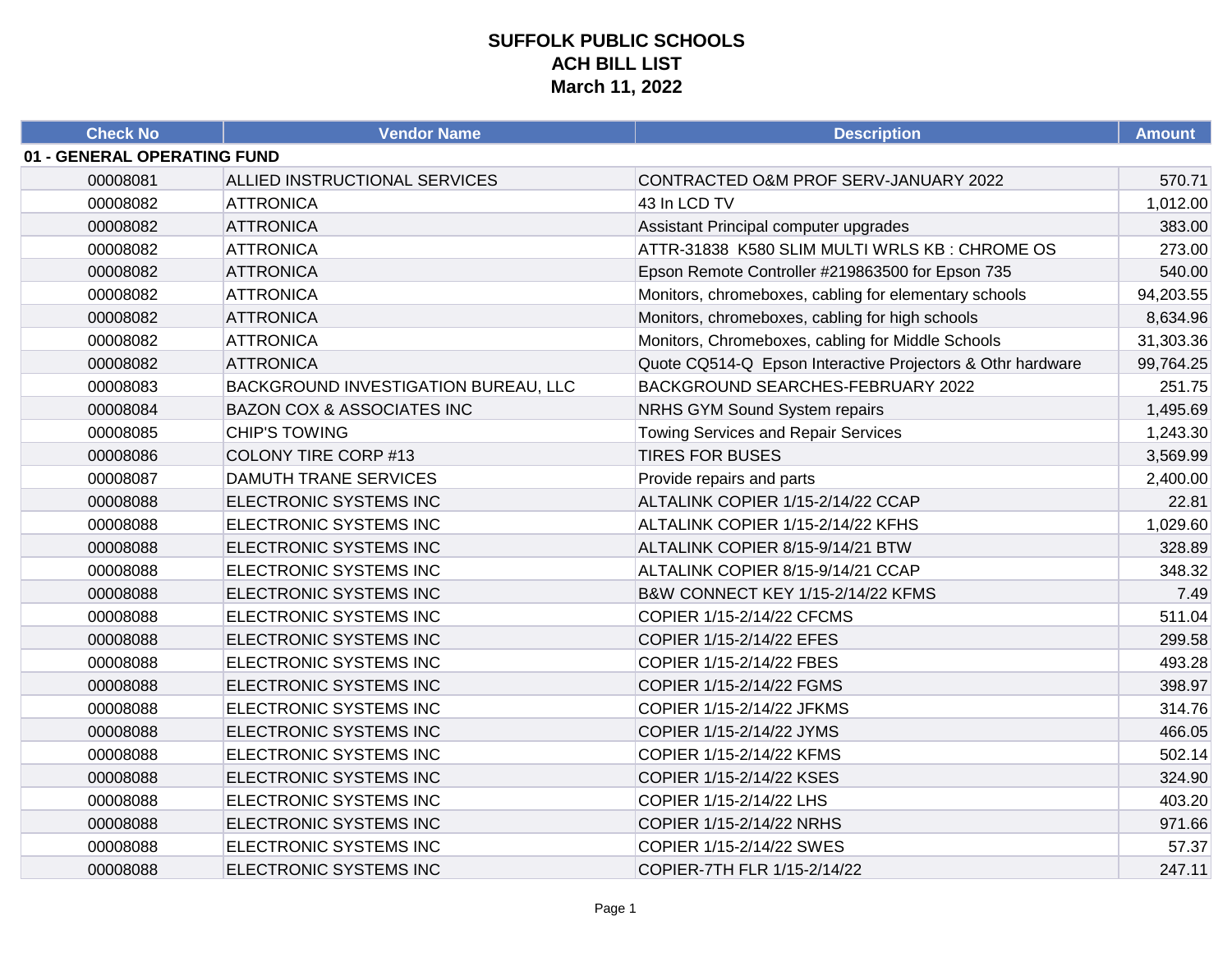# SUFFOLK PUBLIC SCHOOLS
## ACH BILL LIST
## March 11, 2022

| Check No | Vendor Name | Description | Amount |
|---|---|---|---|
| **01 - GENERAL OPERATING FUND** | | | |
| 00008081 | ALLIED INSTRUCTIONAL SERVICES | CONTRACTED O&M PROF SERV-JANUARY 2022 | 570.71 |
| 00008082 | ATTRONICA | 43 In LCD TV | 1,012.00 |
| 00008082 | ATTRONICA | Assistant Principal computer upgrades | 383.00 |
| 00008082 | ATTRONICA | ATTR-31838 K580 SLIM MULTI WRLS KB : CHROME OS | 273.00 |
| 00008082 | ATTRONICA | Epson Remote Controller #219863500 for Epson 735 | 540.00 |
| 00008082 | ATTRONICA | Monitors, chromeboxes, cabling for elementary schools | 94,203.55 |
| 00008082 | ATTRONICA | Monitors, chromeboxes, cabling for high schools | 8,634.96 |
| 00008082 | ATTRONICA | Monitors, Chromeboxes, cabling for Middle Schools | 31,303.36 |
| 00008082 | ATTRONICA | Quote CQ514-Q Epson Interactive Projectors & Othr hardware | 99,764.25 |
| 00008083 | BACKGROUND INVESTIGATION BUREAU, LLC | BACKGROUND SEARCHES-FEBRUARY 2022 | 251.75 |
| 00008084 | BAZON COX & ASSOCIATES INC | NRHS GYM Sound System repairs | 1,495.69 |
| 00008085 | CHIP'S TOWING | Towing Services and Repair Services | 1,243.30 |
| 00008086 | COLONY TIRE CORP #13 | TIRES FOR BUSES | 3,569.99 |
| 00008087 | DAMUTH TRANE SERVICES | Provide repairs and parts | 2,400.00 |
| 00008088 | ELECTRONIC SYSTEMS INC | ALTALINK COPIER 1/15-2/14/22 CCAP | 22.81 |
| 00008088 | ELECTRONIC SYSTEMS INC | ALTALINK COPIER 1/15-2/14/22 KFHS | 1,029.60 |
| 00008088 | ELECTRONIC SYSTEMS INC | ALTALINK COPIER 8/15-9/14/21 BTW | 328.89 |
| 00008088 | ELECTRONIC SYSTEMS INC | ALTALINK COPIER 8/15-9/14/21 CCAP | 348.32 |
| 00008088 | ELECTRONIC SYSTEMS INC | B&W CONNECT KEY 1/15-2/14/22 KFMS | 7.49 |
| 00008088 | ELECTRONIC SYSTEMS INC | COPIER 1/15-2/14/22 CFCMS | 511.04 |
| 00008088 | ELECTRONIC SYSTEMS INC | COPIER 1/15-2/14/22 EFES | 299.58 |
| 00008088 | ELECTRONIC SYSTEMS INC | COPIER 1/15-2/14/22 FBES | 493.28 |
| 00008088 | ELECTRONIC SYSTEMS INC | COPIER 1/15-2/14/22 FGMS | 398.97 |
| 00008088 | ELECTRONIC SYSTEMS INC | COPIER 1/15-2/14/22 JFKMS | 314.76 |
| 00008088 | ELECTRONIC SYSTEMS INC | COPIER 1/15-2/14/22 JYMS | 466.05 |
| 00008088 | ELECTRONIC SYSTEMS INC | COPIER 1/15-2/14/22 KFMS | 502.14 |
| 00008088 | ELECTRONIC SYSTEMS INC | COPIER 1/15-2/14/22 KSES | 324.90 |
| 00008088 | ELECTRONIC SYSTEMS INC | COPIER 1/15-2/14/22 LHS | 403.20 |
| 00008088 | ELECTRONIC SYSTEMS INC | COPIER 1/15-2/14/22 NRHS | 971.66 |
| 00008088 | ELECTRONIC SYSTEMS INC | COPIER 1/15-2/14/22 SWES | 57.37 |
| 00008088 | ELECTRONIC SYSTEMS INC | COPIER-7TH FLR 1/15-2/14/22 | 247.11 |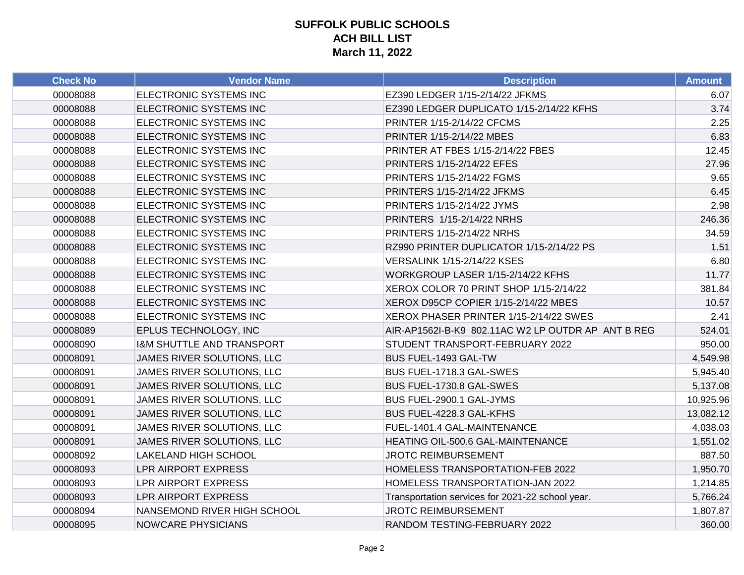**SUFFOLK PUBLIC SCHOOLS**
**ACH BILL LIST**
**March 11, 2022**

| Check No | Vendor Name | Description | Amount |
|---|---|---|---|
| 00008088 | ELECTRONIC SYSTEMS INC | EZ390 LEDGER 1/15-2/14/22 JFKMS | 6.07 |
| 00008088 | ELECTRONIC SYSTEMS INC | EZ390 LEDGER DUPLICATO 1/15-2/14/22 KFHS | 3.74 |
| 00008088 | ELECTRONIC SYSTEMS INC | PRINTER 1/15-2/14/22 CFCMS | 2.25 |
| 00008088 | ELECTRONIC SYSTEMS INC | PRINTER 1/15-2/14/22 MBES | 6.83 |
| 00008088 | ELECTRONIC SYSTEMS INC | PRINTER AT FBES 1/15-2/14/22 FBES | 12.45 |
| 00008088 | ELECTRONIC SYSTEMS INC | PRINTERS 1/15-2/14/22 EFES | 27.96 |
| 00008088 | ELECTRONIC SYSTEMS INC | PRINTERS 1/15-2/14/22 FGMS | 9.65 |
| 00008088 | ELECTRONIC SYSTEMS INC | PRINTERS 1/15-2/14/22 JFKMS | 6.45 |
| 00008088 | ELECTRONIC SYSTEMS INC | PRINTERS 1/15-2/14/22 JYMS | 2.98 |
| 00008088 | ELECTRONIC SYSTEMS INC | PRINTERS 1/15-2/14/22 NRHS | 246.36 |
| 00008088 | ELECTRONIC SYSTEMS INC | PRINTERS 1/15-2/14/22 NRHS | 34.59 |
| 00008088 | ELECTRONIC SYSTEMS INC | RZ990 PRINTER DUPLICATOR 1/15-2/14/22 PS | 1.51 |
| 00008088 | ELECTRONIC SYSTEMS INC | VERSALINK 1/15-2/14/22 KSES | 6.80 |
| 00008088 | ELECTRONIC SYSTEMS INC | WORKGROUP LASER 1/15-2/14/22 KFHS | 11.77 |
| 00008088 | ELECTRONIC SYSTEMS INC | XEROX COLOR 70 PRINT SHOP 1/15-2/14/22 | 381.84 |
| 00008088 | ELECTRONIC SYSTEMS INC | XEROX D95CP COPIER 1/15-2/14/22 MBES | 10.57 |
| 00008088 | ELECTRONIC SYSTEMS INC | XEROX PHASER PRINTER 1/15-2/14/22 SWES | 2.41 |
| 00008089 | EPLUS TECHNOLOGY, INC | AIR-AP1562I-B-K9 802.11AC W2 LP OUTDR AP ANT B REG | 524.01 |
| 00008090 | I&M SHUTTLE AND TRANSPORT | STUDENT TRANSPORT-FEBRUARY 2022 | 950.00 |
| 00008091 | JAMES RIVER SOLUTIONS, LLC | BUS FUEL-1493 GAL-TW | 4,549.98 |
| 00008091 | JAMES RIVER SOLUTIONS, LLC | BUS FUEL-1718.3 GAL-SWES | 5,945.40 |
| 00008091 | JAMES RIVER SOLUTIONS, LLC | BUS FUEL-1730.8 GAL-SWES | 5,137.08 |
| 00008091 | JAMES RIVER SOLUTIONS, LLC | BUS FUEL-2900.1 GAL-JYMS | 10,925.96 |
| 00008091 | JAMES RIVER SOLUTIONS, LLC | BUS FUEL-4228.3 GAL-KFHS | 13,082.12 |
| 00008091 | JAMES RIVER SOLUTIONS, LLC | FUEL-1401.4 GAL-MAINTENANCE | 4,038.03 |
| 00008091 | JAMES RIVER SOLUTIONS, LLC | HEATING OIL-500.6 GAL-MAINTENANCE | 1,551.02 |
| 00008092 | LAKELAND HIGH SCHOOL | JROTC REIMBURSEMENT | 887.50 |
| 00008093 | LPR AIRPORT EXPRESS | HOMELESS TRANSPORTATION-FEB 2022 | 1,950.70 |
| 00008093 | LPR AIRPORT EXPRESS | HOMELESS TRANSPORTATION-JAN 2022 | 1,214.85 |
| 00008093 | LPR AIRPORT EXPRESS | Transportation services for 2021-22 school year. | 5,766.24 |
| 00008094 | NANSEMOND RIVER HIGH SCHOOL | JROTC REIMBURSEMENT | 1,807.87 |
| 00008095 | NOWCARE PHYSICIANS | RANDOM TESTING-FEBRUARY 2022 | 360.00 |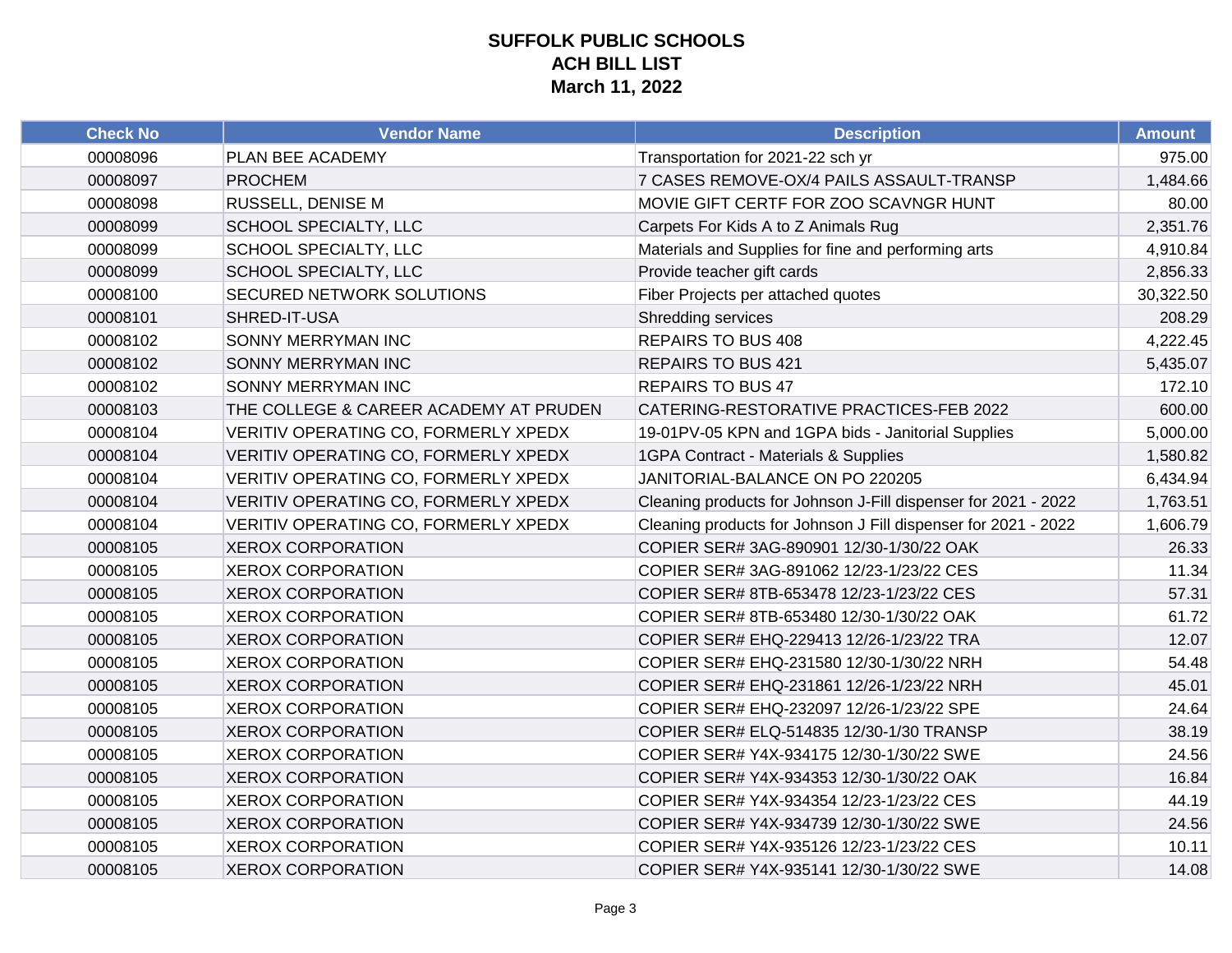# SUFFOLK PUBLIC SCHOOLS
## ACH BILL LIST
## March 11, 2022

| Check No | Vendor Name | Description | Amount |
|---|---|---|---|
| 00008096 | PLAN BEE ACADEMY | Transportation for 2021-22 sch yr | 975.00 |
| 00008097 | PROCHEM | 7 CASES REMOVE-OX/4 PAILS ASSAULT-TRANSP | 1,484.66 |
| 00008098 | RUSSELL, DENISE M | MOVIE GIFT CERTF FOR ZOO SCAVNGR HUNT | 80.00 |
| 00008099 | SCHOOL SPECIALTY, LLC | Carpets For Kids A to Z Animals Rug | 2,351.76 |
| 00008099 | SCHOOL SPECIALTY, LLC | Materials and Supplies for fine and performing arts | 4,910.84 |
| 00008099 | SCHOOL SPECIALTY, LLC | Provide teacher gift cards | 2,856.33 |
| 00008100 | SECURED NETWORK SOLUTIONS | Fiber Projects per attached quotes | 30,322.50 |
| 00008101 | SHRED-IT-USA | Shredding services | 208.29 |
| 00008102 | SONNY MERRYMAN INC | REPAIRS TO BUS 408 | 4,222.45 |
| 00008102 | SONNY MERRYMAN INC | REPAIRS TO BUS 421 | 5,435.07 |
| 00008102 | SONNY MERRYMAN INC | REPAIRS TO BUS 47 | 172.10 |
| 00008103 | THE COLLEGE & CAREER ACADEMY AT PRUDEN | CATERING-RESTORATIVE PRACTICES-FEB 2022 | 600.00 |
| 00008104 | VERITIV OPERATING CO, FORMERLY XPEDX | 19-01PV-05 KPN and 1GPA bids - Janitorial Supplies | 5,000.00 |
| 00008104 | VERITIV OPERATING CO, FORMERLY XPEDX | 1GPA Contract - Materials & Supplies | 1,580.82 |
| 00008104 | VERITIV OPERATING CO, FORMERLY XPEDX | JANITORIAL-BALANCE ON PO 220205 | 6,434.94 |
| 00008104 | VERITIV OPERATING CO, FORMERLY XPEDX | Cleaning products for Johnson J-Fill dispenser for 2021 - 2022 | 1,763.51 |
| 00008104 | VERITIV OPERATING CO, FORMERLY XPEDX | Cleaning products for Johnson J Fill dispenser for 2021 - 2022 | 1,606.79 |
| 00008105 | XEROX CORPORATION | COPIER SER# 3AG-890901 12/30-1/30/22 OAK | 26.33 |
| 00008105 | XEROX CORPORATION | COPIER SER# 3AG-891062 12/23-1/23/22 CES | 11.34 |
| 00008105 | XEROX CORPORATION | COPIER SER# 8TB-653478 12/23-1/23/22 CES | 57.31 |
| 00008105 | XEROX CORPORATION | COPIER SER# 8TB-653480 12/30-1/30/22 OAK | 61.72 |
| 00008105 | XEROX CORPORATION | COPIER SER# EHQ-229413 12/26-1/23/22 TRA | 12.07 |
| 00008105 | XEROX CORPORATION | COPIER SER# EHQ-231580 12/30-1/30/22 NRH | 54.48 |
| 00008105 | XEROX CORPORATION | COPIER SER# EHQ-231861 12/26-1/23/22 NRH | 45.01 |
| 00008105 | XEROX CORPORATION | COPIER SER# EHQ-232097 12/26-1/23/22 SPE | 24.64 |
| 00008105 | XEROX CORPORATION | COPIER SER# ELQ-514835 12/30-1/30 TRANSP | 38.19 |
| 00008105 | XEROX CORPORATION | COPIER SER# Y4X-934175 12/30-1/30/22 SWE | 24.56 |
| 00008105 | XEROX CORPORATION | COPIER SER# Y4X-934353 12/30-1/30/22 OAK | 16.84 |
| 00008105 | XEROX CORPORATION | COPIER SER# Y4X-934354 12/23-1/23/22 CES | 44.19 |
| 00008105 | XEROX CORPORATION | COPIER SER# Y4X-934739 12/30-1/30/22 SWE | 24.56 |
| 00008105 | XEROX CORPORATION | COPIER SER# Y4X-935126 12/23-1/23/22 CES | 10.11 |
| 00008105 | XEROX CORPORATION | COPIER SER# Y4X-935141 12/30-1/30/22 SWE | 14.08 |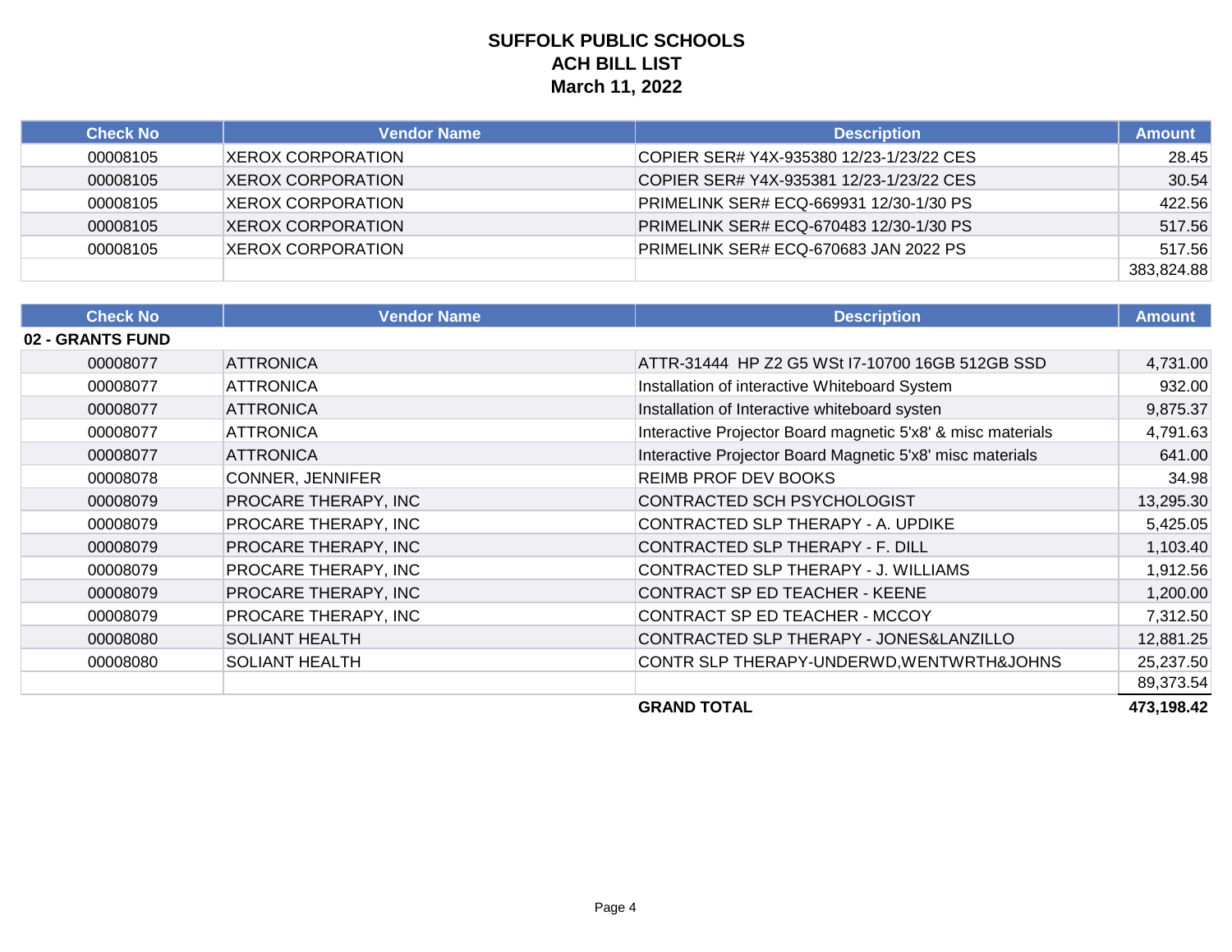# SUFFOLK PUBLIC SCHOOLS
## ACH BILL LIST
## March 11, 2022

| Check No | Vendor Name | Description | Amount |
|---|---|---|---|
| 00008105 | XEROX CORPORATION | COPIER SER# Y4X-935380 12/23-1/23/22 CES | 28.45 |
| 00008105 | XEROX CORPORATION | COPIER SER# Y4X-935381 12/23-1/23/22 CES | 30.54 |
| 00008105 | XEROX CORPORATION | PRIMELINK SER# ECQ-669931 12/30-1/30 PS | 422.56 |
| 00008105 | XEROX CORPORATION | PRIMELINK SER# ECQ-670483 12/30-1/30 PS | 517.56 |
| 00008105 | XEROX CORPORATION | PRIMELINK SER# ECQ-670683 JAN 2022 PS | 517.56 |
| | | | 383,824.88 |

| Check No | Vendor Name | Description | Amount |
|---|---|---|---|
| **02 - GRANTS FUND** | | | |
| 00008077 | ATTRONICA | ATTR-31444 HP Z2 G5 WSt I7-10700 16GB 512GB SSD | 4,731.00 |
| 00008077 | ATTRONICA | Installation of interactive Whiteboard System | 932.00 |
| 00008077 | ATTRONICA | Installation of Interactive whiteboard systen | 9,875.37 |
| 00008077 | ATTRONICA | Interactive Projector Board magnetic 5'x8' & misc materials | 4,791.63 |
| 00008077 | ATTRONICA | Interactive Projector Board Magnetic 5'x8' misc materials | 641.00 |
| 00008078 | CONNER, JENNIFER | REIMB PROF DEV BOOKS | 34.98 |
| 00008079 | PROCARE THERAPY, INC | CONTRACTED SCH PSYCHOLOGIST | 13,295.30 |
| 00008079 | PROCARE THERAPY, INC | CONTRACTED SLP THERAPY - A. UPDIKE | 5,425.05 |
| 00008079 | PROCARE THERAPY, INC | CONTRACTED SLP THERAPY - F. DILL | 1,103.40 |
| 00008079 | PROCARE THERAPY, INC | CONTRACTED SLP THERAPY - J. WILLIAMS | 1,912.56 |
| 00008079 | PROCARE THERAPY, INC | CONTRACT SP ED TEACHER - KEENE | 1,200.00 |
| 00008079 | PROCARE THERAPY, INC | CONTRACT SP ED TEACHER - MCCOY | 7,312.50 |
| 00008080 | SOLIANT HEALTH | CONTRACTED SLP THERAPY - JONES&LANZILLO | 12,881.25 |
| 00008080 | SOLIANT HEALTH | CONTR SLP THERAPY-UNDERWD,WENTWRTH&JOHNS | 25,237.50 |
| | | | 89,373.54 |
| | | **GRAND TOTAL** | **473,198.42** |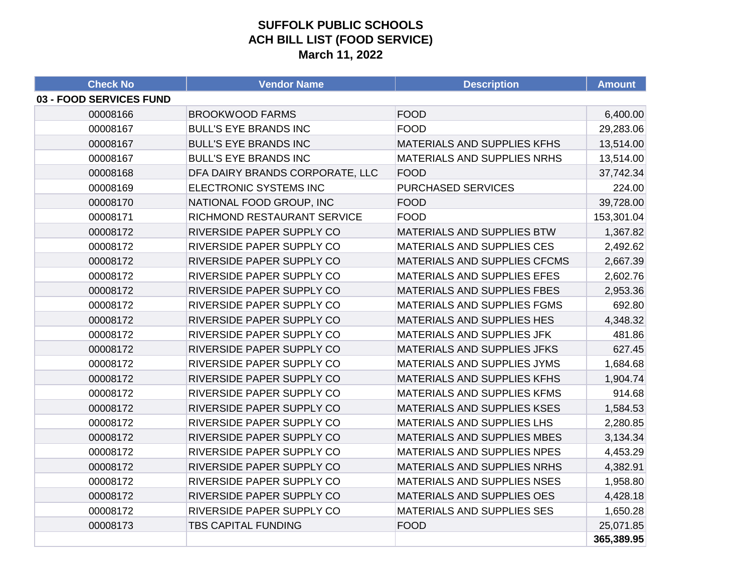# SUFFOLK PUBLIC SCHOOLS
## ACH BILL LIST (FOOD SERVICE)
### March 11, 2022

| Check No | Vendor Name | Description | Amount |
|---|---|---|---|
| **03 - FOOD SERVICES FUND** | | | |
| 00008166 | BROOKWOOD FARMS | FOOD | 6,400.00 |
| 00008167 | BULL'S EYE BRANDS INC | FOOD | 29,283.06 |
| 00008167 | BULL'S EYE BRANDS INC | MATERIALS AND SUPPLIES KFHS | 13,514.00 |
| 00008167 | BULL'S EYE BRANDS INC | MATERIALS AND SUPPLIES NRHS | 13,514.00 |
| 00008168 | DFA DAIRY BRANDS CORPORATE, LLC | FOOD | 37,742.34 |
| 00008169 | ELECTRONIC SYSTEMS INC | PURCHASED SERVICES | 224.00 |
| 00008170 | NATIONAL FOOD GROUP, INC | FOOD | 39,728.00 |
| 00008171 | RICHMOND RESTAURANT SERVICE | FOOD | 153,301.04 |
| 00008172 | RIVERSIDE PAPER SUPPLY CO | MATERIALS AND SUPPLIES BTW | 1,367.82 |
| 00008172 | RIVERSIDE PAPER SUPPLY CO | MATERIALS AND SUPPLIES CES | 2,492.62 |
| 00008172 | RIVERSIDE PAPER SUPPLY CO | MATERIALS AND SUPPLIES CFCMS | 2,667.39 |
| 00008172 | RIVERSIDE PAPER SUPPLY CO | MATERIALS AND SUPPLIES EFES | 2,602.76 |
| 00008172 | RIVERSIDE PAPER SUPPLY CO | MATERIALS AND SUPPLIES FBES | 2,953.36 |
| 00008172 | RIVERSIDE PAPER SUPPLY CO | MATERIALS AND SUPPLIES FGMS | 692.80 |
| 00008172 | RIVERSIDE PAPER SUPPLY CO | MATERIALS AND SUPPLIES HES | 4,348.32 |
| 00008172 | RIVERSIDE PAPER SUPPLY CO | MATERIALS AND SUPPLIES JFK | 481.86 |
| 00008172 | RIVERSIDE PAPER SUPPLY CO | MATERIALS AND SUPPLIES JFKS | 627.45 |
| 00008172 | RIVERSIDE PAPER SUPPLY CO | MATERIALS AND SUPPLIES JYMS | 1,684.68 |
| 00008172 | RIVERSIDE PAPER SUPPLY CO | MATERIALS AND SUPPLIES KFHS | 1,904.74 |
| 00008172 | RIVERSIDE PAPER SUPPLY CO | MATERIALS AND SUPPLIES KFMS | 914.68 |
| 00008172 | RIVERSIDE PAPER SUPPLY CO | MATERIALS AND SUPPLIES KSES | 1,584.53 |
| 00008172 | RIVERSIDE PAPER SUPPLY CO | MATERIALS AND SUPPLIES LHS | 2,280.85 |
| 00008172 | RIVERSIDE PAPER SUPPLY CO | MATERIALS AND SUPPLIES MBES | 3,134.34 |
| 00008172 | RIVERSIDE PAPER SUPPLY CO | MATERIALS AND SUPPLIES NPES | 4,453.29 |
| 00008172 | RIVERSIDE PAPER SUPPLY CO | MATERIALS AND SUPPLIES NRHS | 4,382.91 |
| 00008172 | RIVERSIDE PAPER SUPPLY CO | MATERIALS AND SUPPLIES NSES | 1,958.80 |
| 00008172 | RIVERSIDE PAPER SUPPLY CO | MATERIALS AND SUPPLIES OES | 4,428.18 |
| 00008172 | RIVERSIDE PAPER SUPPLY CO | MATERIALS AND SUPPLIES SES | 1,650.28 |
| 00008173 | TBS CAPITAL FUNDING | FOOD | 25,071.85 |
| | | | **365,389.95** |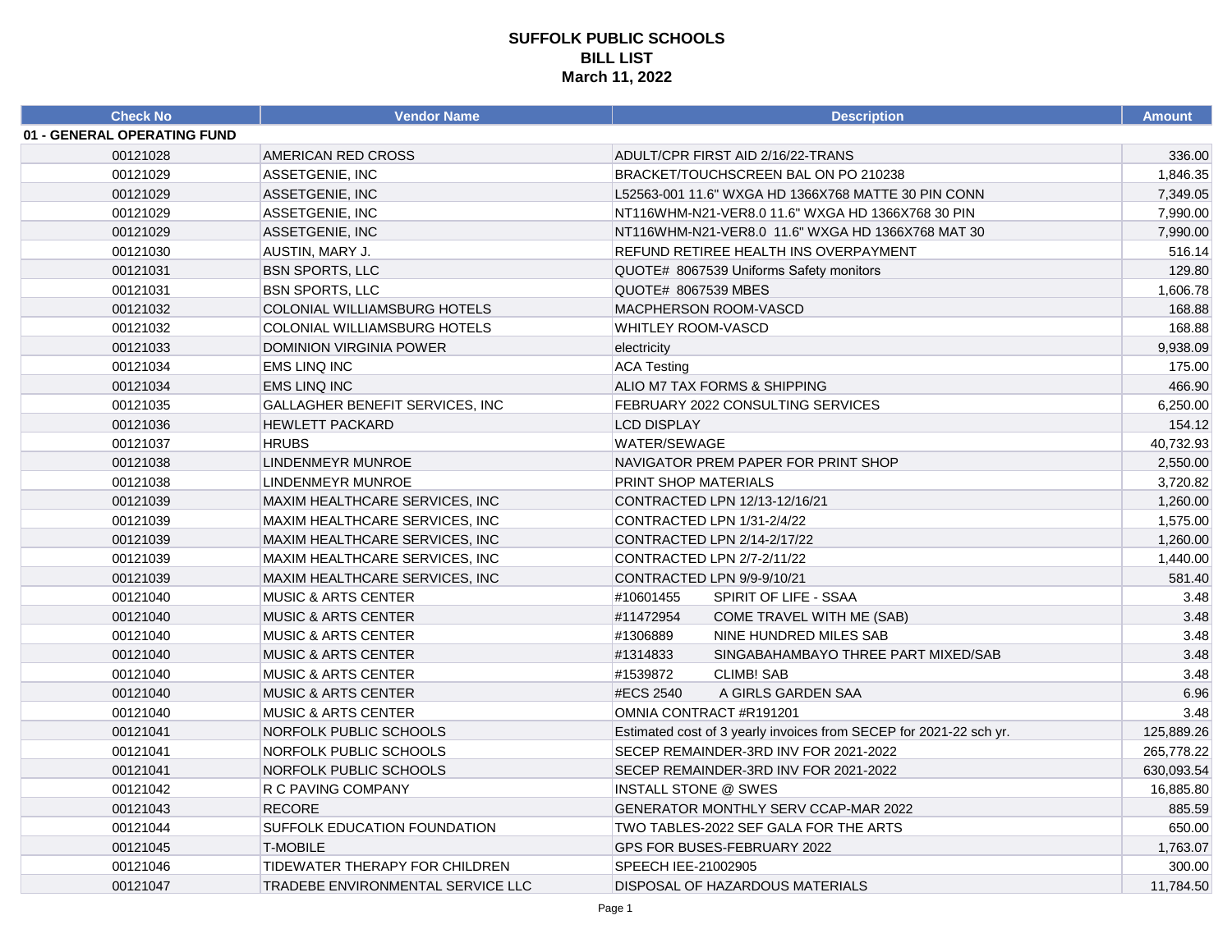# SUFFOLK PUBLIC SCHOOLS
## BILL LIST
### March 11, 2022

| Check No | Vendor Name | Description | Amount |
|---|---|---|---|
| **01 - GENERAL OPERATING FUND** | | | |
| 00121028 | AMERICAN RED CROSS | ADULT/CPR FIRST AID 2/16/22-TRANS | 336.00 |
| 00121029 | ASSETGENIE, INC | BRACKET/TOUCHSCREEN BAL ON PO 210238 | 1,846.35 |
| 00121029 | ASSETGENIE, INC | L52563-001 11.6" WXGA HD 1366X768 MATTE 30 PIN CONN | 7,349.05 |
| 00121029 | ASSETGENIE, INC | NT116WHM-N21-VER8.0 11.6" WXGA HD 1366X768 30 PIN | 7,990.00 |
| 00121029 | ASSETGENIE, INC | NT116WHM-N21-VER8.0 11.6" WXGA HD 1366X768 MAT 30 | 7,990.00 |
| 00121030 | AUSTIN, MARY J. | REFUND RETIREE HEALTH INS OVERPAYMENT | 516.14 |
| 00121031 | BSN SPORTS, LLC | QUOTE# 8067539 Uniforms Safety monitors | 129.80 |
| 00121031 | BSN SPORTS, LLC | QUOTE# 8067539 MBES | 1,606.78 |
| 00121032 | COLONIAL WILLIAMSBURG HOTELS | MACPHERSON ROOM-VASCD | 168.88 |
| 00121032 | COLONIAL WILLIAMSBURG HOTELS | WHITLEY ROOM-VASCD | 168.88 |
| 00121033 | DOMINION VIRGINIA POWER | electricity | 9,938.09 |
| 00121034 | EMS LINQ INC | ACA Testing | 175.00 |
| 00121034 | EMS LINQ INC | ALIO M7 TAX FORMS & SHIPPING | 466.90 |
| 00121035 | GALLAGHER BENEFIT SERVICES, INC | FEBRUARY 2022 CONSULTING SERVICES | 6,250.00 |
| 00121036 | HEWLETT PACKARD | LCD DISPLAY | 154.12 |
| 00121037 | HRUBS | WATER/SEWAGE | 40,732.93 |
| 00121038 | LINDENMEYR MUNROE | NAVIGATOR PREM PAPER FOR PRINT SHOP | 2,550.00 |
| 00121038 | LINDENMEYR MUNROE | PRINT SHOP MATERIALS | 3,720.82 |
| 00121039 | MAXIM HEALTHCARE SERVICES, INC | CONTRACTED LPN 12/13-12/16/21 | 1,260.00 |
| 00121039 | MAXIM HEALTHCARE SERVICES, INC | CONTRACTED LPN 1/31-2/4/22 | 1,575.00 |
| 00121039 | MAXIM HEALTHCARE SERVICES, INC | CONTRACTED LPN 2/14-2/17/22 | 1,260.00 |
| 00121039 | MAXIM HEALTHCARE SERVICES, INC | CONTRACTED LPN 2/7-2/11/22 | 1,440.00 |
| 00121039 | MAXIM HEALTHCARE SERVICES, INC | CONTRACTED LPN 9/9-9/10/21 | 581.40 |
| 00121040 | MUSIC & ARTS CENTER | #10601455 SPIRIT OF LIFE - SSAA | 3.48 |
| 00121040 | MUSIC & ARTS CENTER | #11472954 COME TRAVEL WITH ME (SAB) | 3.48 |
| 00121040 | MUSIC & ARTS CENTER | #1306889 NINE HUNDRED MILES SAB | 3.48 |
| 00121040 | MUSIC & ARTS CENTER | #1314833 SINGABAHAMBAYO THREE PART MIXED/SAB | 3.48 |
| 00121040 | MUSIC & ARTS CENTER | #1539872 CLIMB! SAB | 3.48 |
| 00121040 | MUSIC & ARTS CENTER | #ECS 2540 A GIRLS GARDEN SAA | 6.96 |
| 00121040 | MUSIC & ARTS CENTER | OMNIA CONTRACT #R191201 | 3.48 |
| 00121041 | NORFOLK PUBLIC SCHOOLS | Estimated cost of 3 yearly invoices from SECEP for 2021-22 sch yr. | 125,889.26 |
| 00121041 | NORFOLK PUBLIC SCHOOLS | SECEP REMAINDER-3RD INV FOR 2021-2022 | 265,778.22 |
| 00121041 | NORFOLK PUBLIC SCHOOLS | SECEP REMAINDER-3RD INV FOR 2021-2022 | 630,093.54 |
| 00121042 | R C PAVING COMPANY | INSTALL STONE @ SWES | 16,885.80 |
| 00121043 | RECORE | GENERATOR MONTHLY SERV CCAP-MAR 2022 | 885.59 |
| 00121044 | SUFFOLK EDUCATION FOUNDATION | TWO TABLES-2022 SEF GALA FOR THE ARTS | 650.00 |
| 00121045 | T-MOBILE | GPS FOR BUSES-FEBRUARY 2022 | 1,763.07 |
| 00121046 | TIDEWATER THERAPY FOR CHILDREN | SPEECH IEE-21002905 | 300.00 |
| 00121047 | TRADEBE ENVIRONMENTAL SERVICE LLC | DISPOSAL OF HAZARDOUS MATERIALS | 11,784.50 |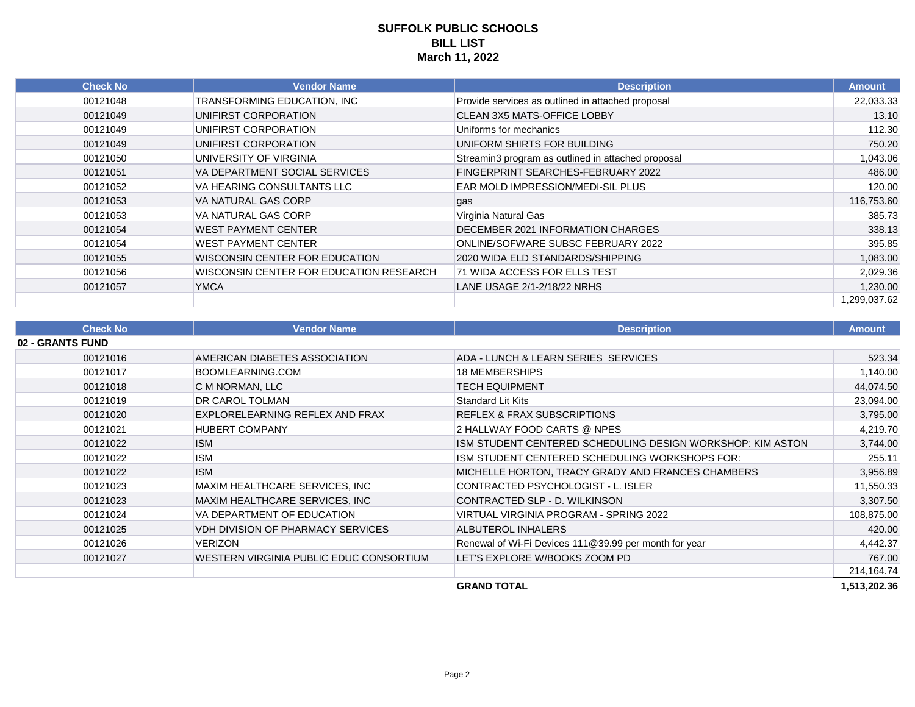# SUFFOLK PUBLIC SCHOOLS
## BILL LIST
### March 11, 2022

| Check No | Vendor Name | Description | Amount |
|---|---|---|---|
| 00121048 | TRANSFORMING EDUCATION, INC | Provide services as outlined in attached proposal | 22,033.33 |
| 00121049 | UNIFIRST CORPORATION | CLEAN 3X5 MATS-OFFICE LOBBY | 13.10 |
| 00121049 | UNIFIRST CORPORATION | Uniforms for mechanics | 112.30 |
| 00121049 | UNIFIRST CORPORATION | UNIFORM SHIRTS FOR BUILDING | 750.20 |
| 00121050 | UNIVERSITY OF VIRGINIA | Streamin3 program as outlined in attached proposal | 1,043.06 |
| 00121051 | VA DEPARTMENT SOCIAL SERVICES | FINGERPRINT SEARCHES-FEBRUARY 2022 | 486.00 |
| 00121052 | VA HEARING CONSULTANTS LLC | EAR MOLD IMPRESSION/MEDI-SIL PLUS | 120.00 |
| 00121053 | VA NATURAL GAS CORP | gas | 116,753.60 |
| 00121053 | VA NATURAL GAS CORP | Virginia Natural Gas | 385.73 |
| 00121054 | WEST PAYMENT CENTER | DECEMBER 2021 INFORMATION CHARGES | 338.13 |
| 00121054 | WEST PAYMENT CENTER | ONLINE/SOFWARE SUBSC FEBRUARY 2022 | 395.85 |
| 00121055 | WISCONSIN CENTER FOR EDUCATION | 2020 WIDA ELD STANDARDS/SHIPPING | 1,083.00 |
| 00121056 | WISCONSIN CENTER FOR EDUCATION RESEARCH | 71 WIDA ACCESS FOR ELLS TEST | 2,029.36 |
| 00121057 | YMCA | LANE USAGE 2/1-2/18/22 NRHS | 1,230.00 |
| | | | 1,299,037.62 |

| Check No | Vendor Name | Description | Amount |
|---|---|---|---|
| **02 - GRANTS FUND** | | | |
| 00121016 | AMERICAN DIABETES ASSOCIATION | ADA - LUNCH & LEARN SERIES SERVICES | 523.34 |
| 00121017 | BOOMLEARNING.COM | 18 MEMBERSHIPS | 1,140.00 |
| 00121018 | C M NORMAN, LLC | TECH EQUIPMENT | 44,074.50 |
| 00121019 | DR CAROL TOLMAN | Standard Lit Kits | 23,094.00 |
| 00121020 | EXPLORELEARNING REFLEX AND FRAX | REFLEX & FRAX SUBSCRIPTIONS | 3,795.00 |
| 00121021 | HUBERT COMPANY | 2 HALLWAY FOOD CARTS @ NPES | 4,219.70 |
| 00121022 | ISM | ISM STUDENT CENTERED SCHEDULING DESIGN WORKSHOP: KIM ASTON | 3,744.00 |
| 00121022 | ISM | ISM STUDENT CENTERED SCHEDULING WORKSHOPS FOR: | 255.11 |
| 00121022 | ISM | MICHELLE HORTON, TRACY GRADY AND FRANCES CHAMBERS | 3,956.89 |
| 00121023 | MAXIM HEALTHCARE SERVICES, INC | CONTRACTED PSYCHOLOGIST - L. ISLER | 11,550.33 |
| 00121023 | MAXIM HEALTHCARE SERVICES, INC | CONTRACTED SLP - D. WILKINSON | 3,307.50 |
| 00121024 | VA DEPARTMENT OF EDUCATION | VIRTUAL VIRGINIA PROGRAM - SPRING 2022 | 108,875.00 |
| 00121025 | VDH DIVISION OF PHARMACY SERVICES | ALBUTEROL INHALERS | 420.00 |
| 00121026 | VERIZON | Renewal of Wi-Fi Devices 111@39.99 per month for year | 4,442.37 |
| 00121027 | WESTERN VIRGINIA PUBLIC EDUC CONSORTIUM | LET'S EXPLORE W/BOOKS ZOOM PD | 767.00 |
| | | | 214,164.74 |
| | | **GRAND TOTAL** | **1,513,202.36** |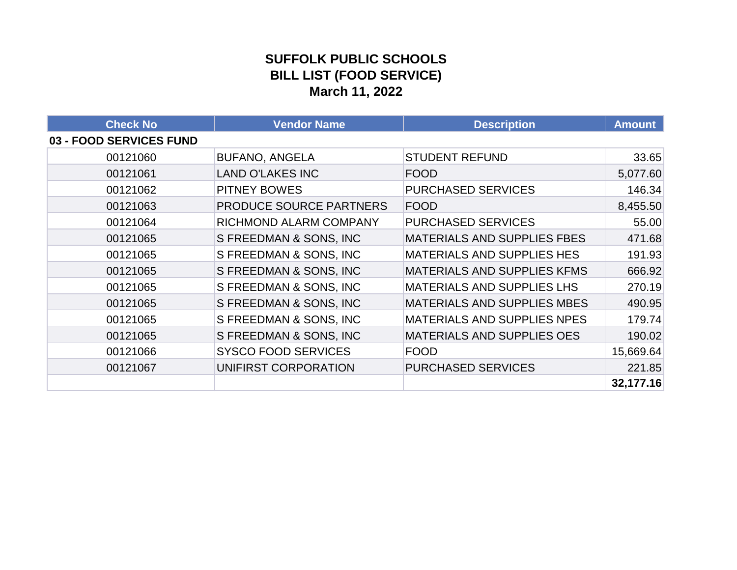# SUFFOLK PUBLIC SCHOOLS
## BILL LIST (FOOD SERVICE)
## March 11, 2022

| Check No | Vendor Name | Description | Amount |
|---|---|---|---|
| **03 - FOOD SERVICES FUND** | | | |
| 00121060 | BUFANO, ANGELA | STUDENT REFUND | 33.65 |
| 00121061 | LAND O'LAKES INC | FOOD | 5,077.60 |
| 00121062 | PITNEY BOWES | PURCHASED SERVICES | 146.34 |
| 00121063 | PRODUCE SOURCE PARTNERS | FOOD | 8,455.50 |
| 00121064 | RICHMOND ALARM COMPANY | PURCHASED SERVICES | 55.00 |
| 00121065 | S FREEDMAN & SONS, INC | MATERIALS AND SUPPLIES FBES | 471.68 |
| 00121065 | S FREEDMAN & SONS, INC | MATERIALS AND SUPPLIES HES | 191.93 |
| 00121065 | S FREEDMAN & SONS, INC | MATERIALS AND SUPPLIES KFMS | 666.92 |
| 00121065 | S FREEDMAN & SONS, INC | MATERIALS AND SUPPLIES LHS | 270.19 |
| 00121065 | S FREEDMAN & SONS, INC | MATERIALS AND SUPPLIES MBES | 490.95 |
| 00121065 | S FREEDMAN & SONS, INC | MATERIALS AND SUPPLIES NPES | 179.74 |
| 00121065 | S FREEDMAN & SONS, INC | MATERIALS AND SUPPLIES OES | 190.02 |
| 00121066 | SYSCO FOOD SERVICES | FOOD | 15,669.64 |
| 00121067 | UNIFIRST CORPORATION | PURCHASED SERVICES | 221.85 |
| | | | **32,177.16** |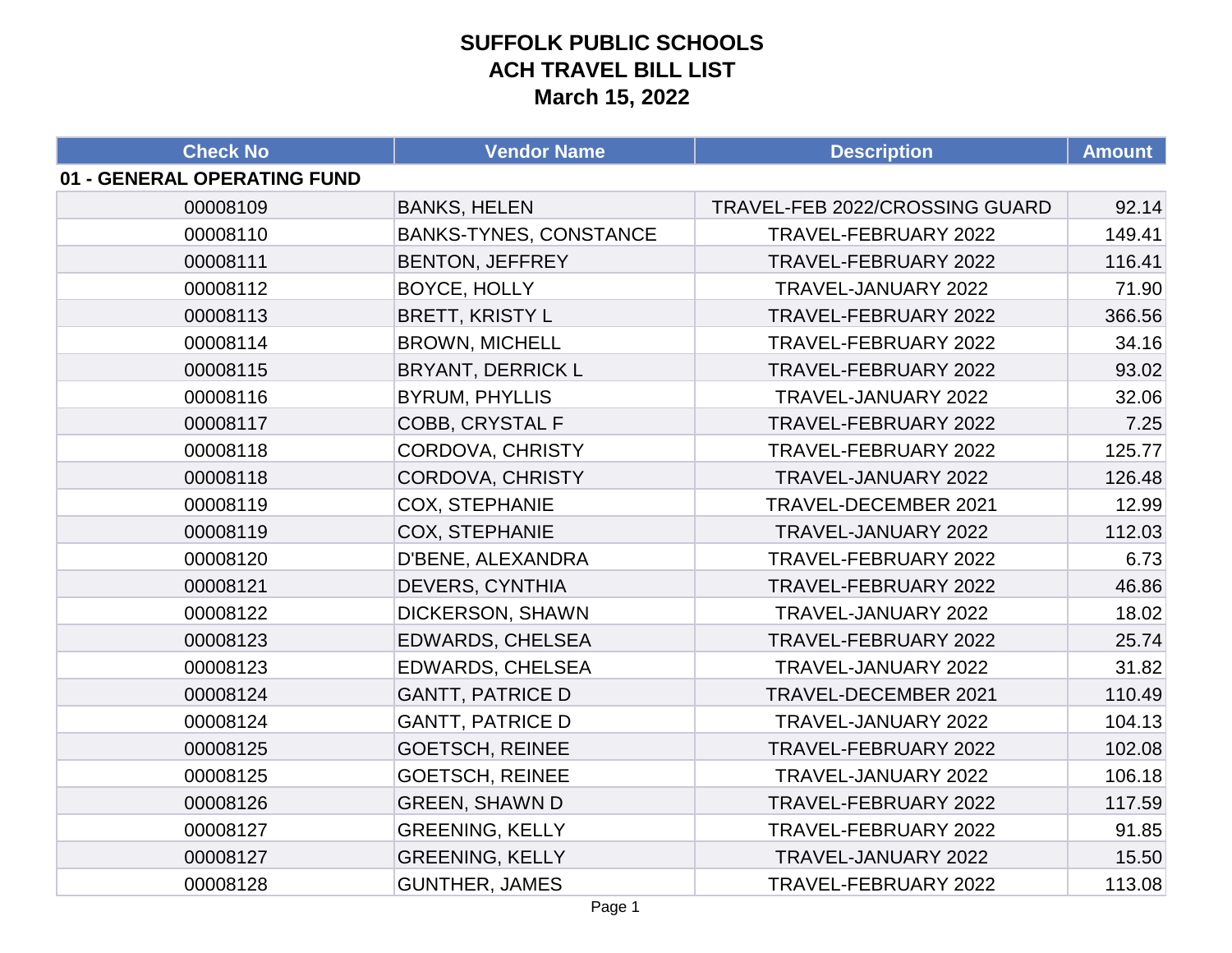# SUFFOLK PUBLIC SCHOOLS
# ACH TRAVEL BILL LIST
# March 15, 2022

| Check No | Vendor Name | Description | Amount |
|---|---|---|---|
| **01 - GENERAL OPERATING FUND** | | | |
| 00008109 | BANKS, HELEN | TRAVEL-FEB 2022/CROSSING GUARD | 92.14 |
| 00008110 | BANKS-TYNES, CONSTANCE | TRAVEL-FEBRUARY 2022 | 149.41 |
| 00008111 | BENTON, JEFFREY | TRAVEL-FEBRUARY 2022 | 116.41 |
| 00008112 | BOYCE, HOLLY | TRAVEL-JANUARY 2022 | 71.90 |
| 00008113 | BRETT, KRISTY L | TRAVEL-FEBRUARY 2022 | 366.56 |
| 00008114 | BROWN, MICHELL | TRAVEL-FEBRUARY 2022 | 34.16 |
| 00008115 | BRYANT, DERRICK L | TRAVEL-FEBRUARY 2022 | 93.02 |
| 00008116 | BYRUM, PHYLLIS | TRAVEL-JANUARY 2022 | 32.06 |
| 00008117 | COBB, CRYSTAL F | TRAVEL-FEBRUARY 2022 | 7.25 |
| 00008118 | CORDOVA, CHRISTY | TRAVEL-FEBRUARY 2022 | 125.77 |
| 00008118 | CORDOVA, CHRISTY | TRAVEL-JANUARY 2022 | 126.48 |
| 00008119 | COX, STEPHANIE | TRAVEL-DECEMBER 2021 | 12.99 |
| 00008119 | COX, STEPHANIE | TRAVEL-JANUARY 2022 | 112.03 |
| 00008120 | D'BENE, ALEXANDRA | TRAVEL-FEBRUARY 2022 | 6.73 |
| 00008121 | DEVERS, CYNTHIA | TRAVEL-FEBRUARY 2022 | 46.86 |
| 00008122 | DICKERSON, SHAWN | TRAVEL-JANUARY 2022 | 18.02 |
| 00008123 | EDWARDS, CHELSEA | TRAVEL-FEBRUARY 2022 | 25.74 |
| 00008123 | EDWARDS, CHELSEA | TRAVEL-JANUARY 2022 | 31.82 |
| 00008124 | GANTT, PATRICE D | TRAVEL-DECEMBER 2021 | 110.49 |
| 00008124 | GANTT, PATRICE D | TRAVEL-JANUARY 2022 | 104.13 |
| 00008125 | GOETSCH, REINEE | TRAVEL-FEBRUARY 2022 | 102.08 |
| 00008125 | GOETSCH, REINEE | TRAVEL-JANUARY 2022 | 106.18 |
| 00008126 | GREEN, SHAWN D | TRAVEL-FEBRUARY 2022 | 117.59 |
| 00008127 | GREENING, KELLY | TRAVEL-FEBRUARY 2022 | 91.85 |
| 00008127 | GREENING, KELLY | TRAVEL-JANUARY 2022 | 15.50 |
| 00008128 | GUNTHER, JAMES | TRAVEL-FEBRUARY 2022 | 113.08 |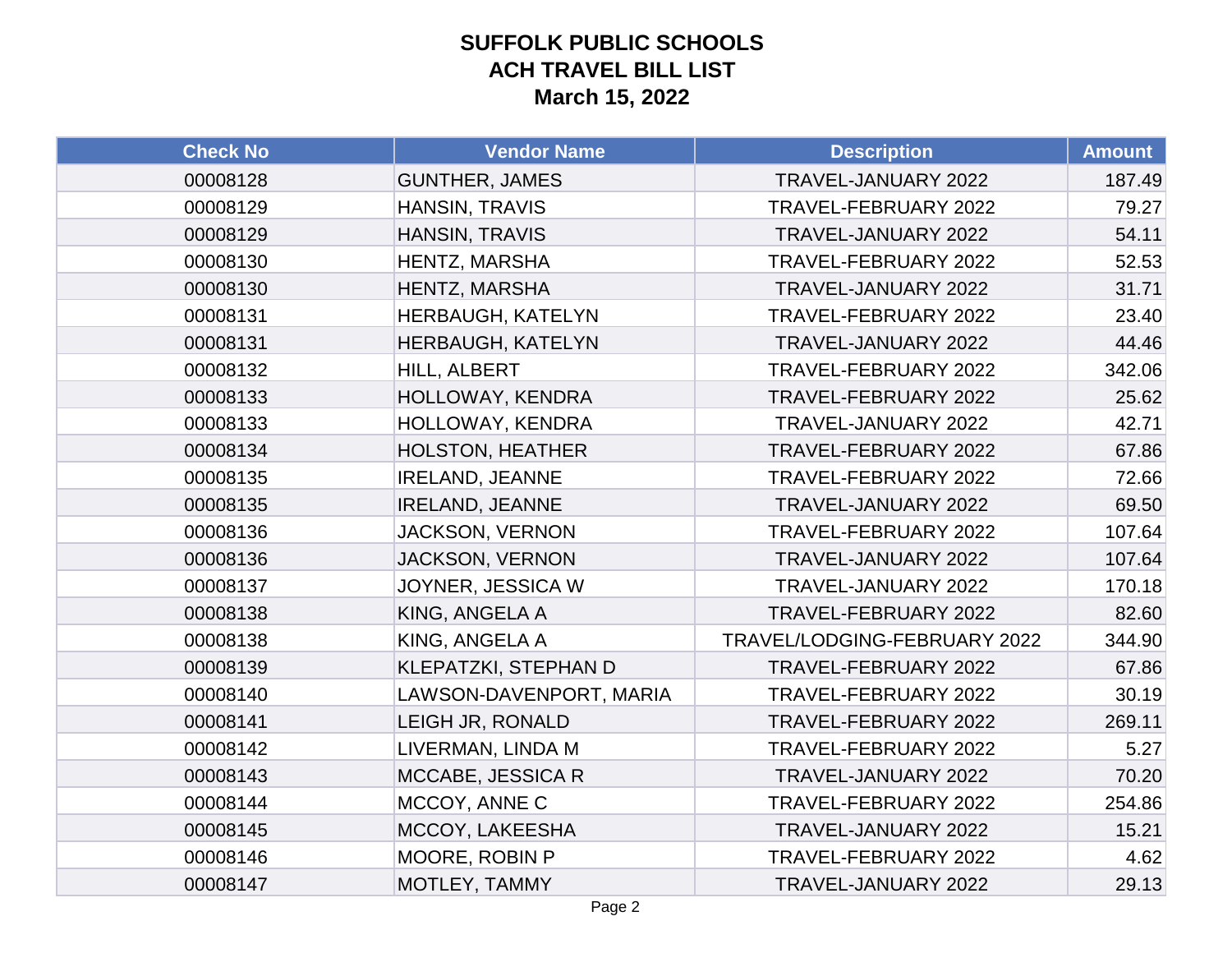# SUFFOLK PUBLIC SCHOOLS
## ACH TRAVEL BILL LIST
## March 15, 2022

| Check No | Vendor Name | Description | Amount |
|---|---|---|---|
| 00008128 | GUNTHER, JAMES | TRAVEL-JANUARY 2022 | 187.49 |
| 00008129 | HANSIN, TRAVIS | TRAVEL-FEBRUARY 2022 | 79.27 |
| 00008129 | HANSIN, TRAVIS | TRAVEL-JANUARY 2022 | 54.11 |
| 00008130 | HENTZ, MARSHA | TRAVEL-FEBRUARY 2022 | 52.53 |
| 00008130 | HENTZ, MARSHA | TRAVEL-JANUARY 2022 | 31.71 |
| 00008131 | HERBAUGH, KATELYN | TRAVEL-FEBRUARY 2022 | 23.40 |
| 00008131 | HERBAUGH, KATELYN | TRAVEL-JANUARY 2022 | 44.46 |
| 00008132 | HILL, ALBERT | TRAVEL-FEBRUARY 2022 | 342.06 |
| 00008133 | HOLLOWAY, KENDRA | TRAVEL-FEBRUARY 2022 | 25.62 |
| 00008133 | HOLLOWAY, KENDRA | TRAVEL-JANUARY 2022 | 42.71 |
| 00008134 | HOLSTON, HEATHER | TRAVEL-FEBRUARY 2022 | 67.86 |
| 00008135 | IRELAND, JEANNE | TRAVEL-FEBRUARY 2022 | 72.66 |
| 00008135 | IRELAND, JEANNE | TRAVEL-JANUARY 2022 | 69.50 |
| 00008136 | JACKSON, VERNON | TRAVEL-FEBRUARY 2022 | 107.64 |
| 00008136 | JACKSON, VERNON | TRAVEL-JANUARY 2022 | 107.64 |
| 00008137 | JOYNER, JESSICA W | TRAVEL-JANUARY 2022 | 170.18 |
| 00008138 | KING, ANGELA A | TRAVEL-FEBRUARY 2022 | 82.60 |
| 00008138 | KING, ANGELA A | TRAVEL/LODGING-FEBRUARY 2022 | 344.90 |
| 00008139 | KLEPATZKI, STEPHAN D | TRAVEL-FEBRUARY 2022 | 67.86 |
| 00008140 | LAWSON-DAVENPORT, MARIA | TRAVEL-FEBRUARY 2022 | 30.19 |
| 00008141 | LEIGH JR, RONALD | TRAVEL-FEBRUARY 2022 | 269.11 |
| 00008142 | LIVERMAN, LINDA M | TRAVEL-FEBRUARY 2022 | 5.27 |
| 00008143 | MCCABE, JESSICA R | TRAVEL-JANUARY 2022 | 70.20 |
| 00008144 | MCCOY, ANNE C | TRAVEL-FEBRUARY 2022 | 254.86 |
| 00008145 | MCCOY, LAKEESHA | TRAVEL-JANUARY 2022 | 15.21 |
| 00008146 | MOORE, ROBIN P | TRAVEL-FEBRUARY 2022 | 4.62 |
| 00008147 | MOTLEY, TAMMY | TRAVEL-JANUARY 2022 | 29.13 |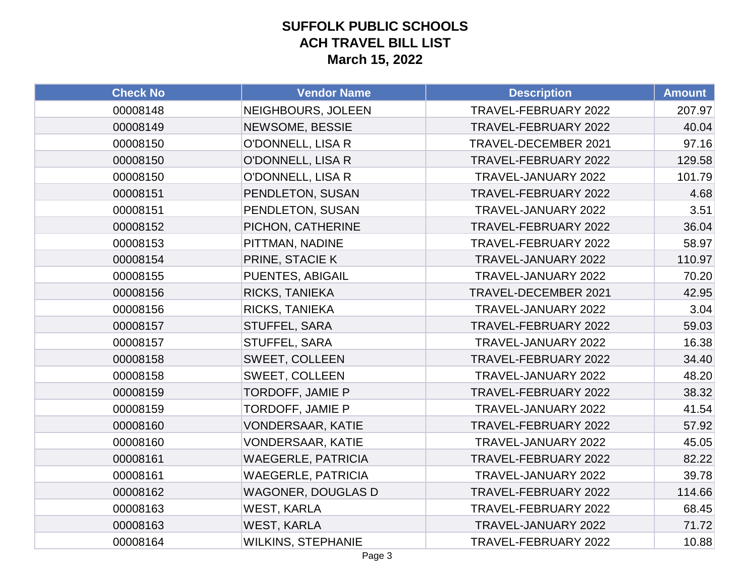# SUFFOLK PUBLIC SCHOOLS
## ACH TRAVEL BILL LIST
## March 15, 2022

| Check No | Vendor Name | Description | Amount |
|---|---|---|---|
| 00008148 | NEIGHBOURS, JOLEEN | TRAVEL-FEBRUARY 2022 | 207.97 |
| 00008149 | NEWSOME, BESSIE | TRAVEL-FEBRUARY 2022 | 40.04 |
| 00008150 | O'DONNELL, LISA R | TRAVEL-DECEMBER 2021 | 97.16 |
| 00008150 | O'DONNELL, LISA R | TRAVEL-FEBRUARY 2022 | 129.58 |
| 00008150 | O'DONNELL, LISA R | TRAVEL-JANUARY 2022 | 101.79 |
| 00008151 | PENDLETON, SUSAN | TRAVEL-FEBRUARY 2022 | 4.68 |
| 00008151 | PENDLETON, SUSAN | TRAVEL-JANUARY 2022 | 3.51 |
| 00008152 | PICHON, CATHERINE | TRAVEL-FEBRUARY 2022 | 36.04 |
| 00008153 | PITTMAN, NADINE | TRAVEL-FEBRUARY 2022 | 58.97 |
| 00008154 | PRINE, STACIE K | TRAVEL-JANUARY 2022 | 110.97 |
| 00008155 | PUENTES, ABIGAIL | TRAVEL-JANUARY 2022 | 70.20 |
| 00008156 | RICKS, TANIEKA | TRAVEL-DECEMBER 2021 | 42.95 |
| 00008156 | RICKS, TANIEKA | TRAVEL-JANUARY 2022 | 3.04 |
| 00008157 | STUFFEL, SARA | TRAVEL-FEBRUARY 2022 | 59.03 |
| 00008157 | STUFFEL, SARA | TRAVEL-JANUARY 2022 | 16.38 |
| 00008158 | SWEET, COLLEEN | TRAVEL-FEBRUARY 2022 | 34.40 |
| 00008158 | SWEET, COLLEEN | TRAVEL-JANUARY 2022 | 48.20 |
| 00008159 | TORDOFF, JAMIE P | TRAVEL-FEBRUARY 2022 | 38.32 |
| 00008159 | TORDOFF, JAMIE P | TRAVEL-JANUARY 2022 | 41.54 |
| 00008160 | VONDERSAAR, KATIE | TRAVEL-FEBRUARY 2022 | 57.92 |
| 00008160 | VONDERSAAR, KATIE | TRAVEL-JANUARY 2022 | 45.05 |
| 00008161 | WAEGERLE, PATRICIA | TRAVEL-FEBRUARY 2022 | 82.22 |
| 00008161 | WAEGERLE, PATRICIA | TRAVEL-JANUARY 2022 | 39.78 |
| 00008162 | WAGONER, DOUGLAS D | TRAVEL-FEBRUARY 2022 | 114.66 |
| 00008163 | WEST, KARLA | TRAVEL-FEBRUARY 2022 | 68.45 |
| 00008163 | WEST, KARLA | TRAVEL-JANUARY 2022 | 71.72 |
| 00008164 | WILKINS, STEPHANIE | TRAVEL-FEBRUARY 2022 | 10.88 |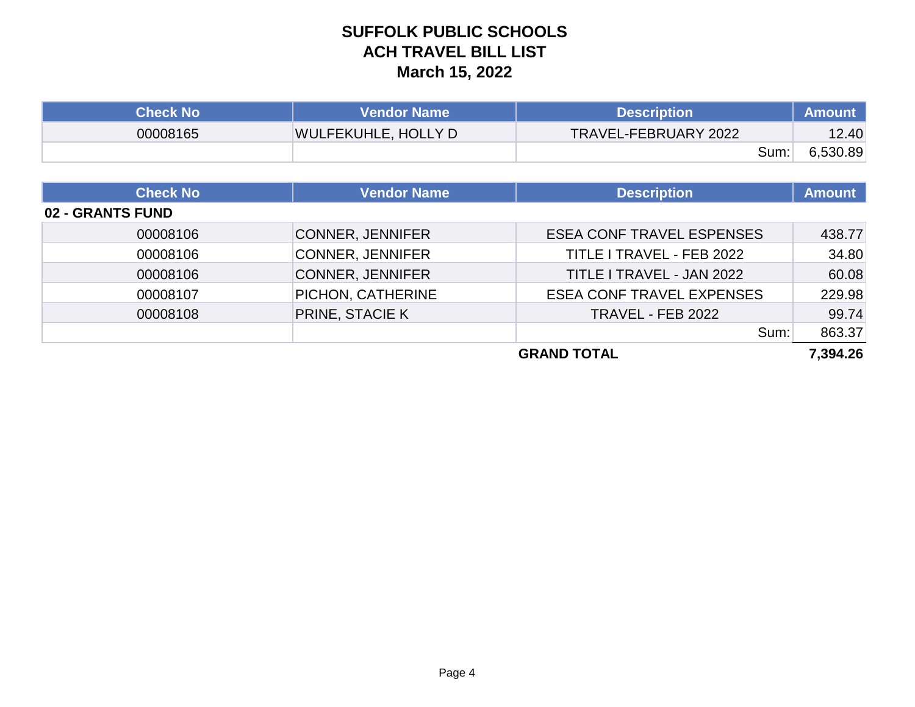# SUFFOLK PUBLIC SCHOOLS
## ACH TRAVEL BILL LIST
## March 15, 2022

| Check No | Vendor Name | Description | Amount |
|---|---|---|---|
| 00008165 | WULFEKUHLE, HOLLY D | TRAVEL-FEBRUARY 2022 | 12.40 |
| | | Sum: | 6,530.89 |

| Check No | Vendor Name | Description | Amount |
|---|---|---|---|
| **02 - GRANTS FUND** | | | |
| 00008106 | CONNER, JENNIFER | ESEA CONF TRAVEL ESPENSES | 438.77 |
| 00008106 | CONNER, JENNIFER | TITLE I TRAVEL - FEB 2022 | 34.80 |
| 00008106 | CONNER, JENNIFER | TITLE I TRAVEL - JAN 2022 | 60.08 |
| 00008107 | PICHON, CATHERINE | ESEA CONF TRAVEL EXPENSES | 229.98 |
| 00008108 | PRINE, STACIE K | TRAVEL - FEB 2022 | 99.74 |
| | | Sum: | 863.37 |
| | | **GRAND TOTAL** | **7,394.26** |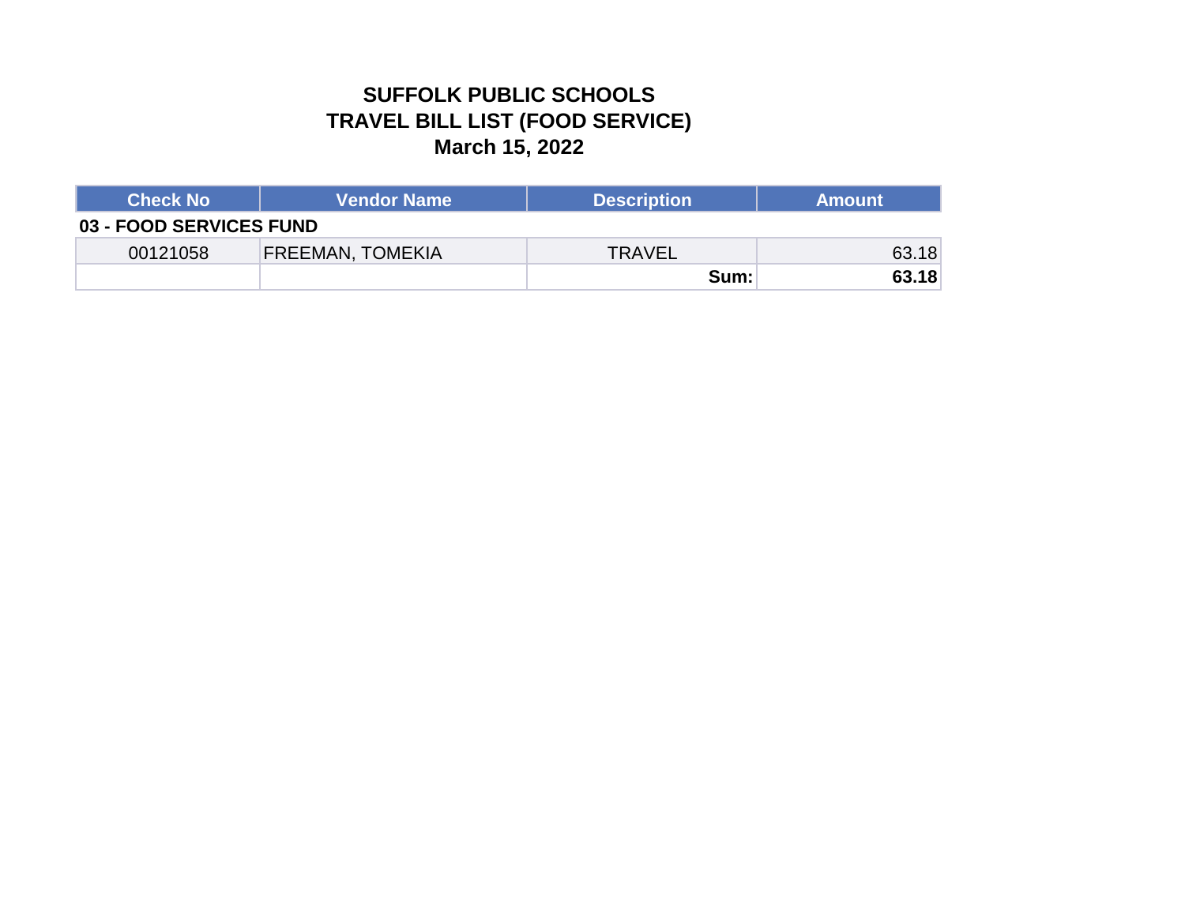# SUFFOLK PUBLIC SCHOOLS
## TRAVEL BILL LIST (FOOD SERVICE)
## March 15, 2022

| Check No | Vendor Name | Description | Amount |
|---|---|---|---|
| **03 - FOOD SERVICES FUND** | | | |
| 00121058 | FREEMAN, TOMEKIA | TRAVEL | 63.18 |
| | | **Sum:** | **63.18** |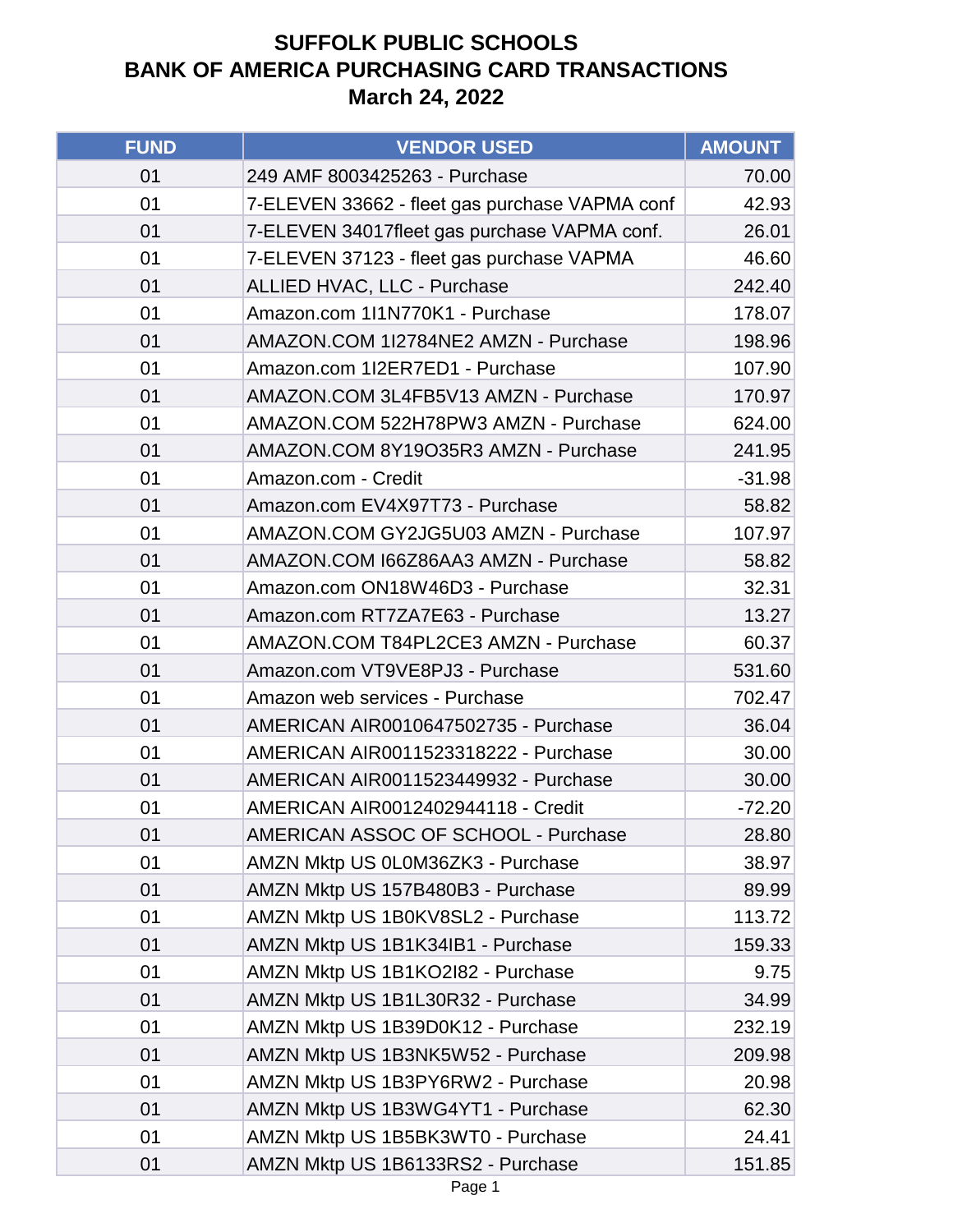# SUFFOLK PUBLIC SCHOOLS
# BANK OF AMERICA PURCHASING CARD TRANSACTIONS
# March 24, 2022

| FUND | VENDOR USED | AMOUNT |
|---|---|---|
| 01 | 249 AMF 8003425263 - Purchase | 70.00 |
| 01 | 7-ELEVEN 33662 - fleet gas purchase VAPMA conf | 42.93 |
| 01 | 7-ELEVEN 34017fleet gas purchase VAPMA conf. | 26.01 |
| 01 | 7-ELEVEN 37123 - fleet gas purchase VAPMA | 46.60 |
| 01 | ALLIED HVAC, LLC - Purchase | 242.40 |
| 01 | Amazon.com 1I1N770K1 - Purchase | 178.07 |
| 01 | AMAZON.COM 1I2784NE2 AMZN - Purchase | 198.96 |
| 01 | Amazon.com 1I2ER7ED1 - Purchase | 107.90 |
| 01 | AMAZON.COM 3L4FB5V13 AMZN - Purchase | 170.97 |
| 01 | AMAZON.COM 522H78PW3 AMZN - Purchase | 624.00 |
| 01 | AMAZON.COM 8Y19O35R3 AMZN - Purchase | 241.95 |
| 01 | Amazon.com - Credit | -31.98 |
| 01 | Amazon.com EV4X97T73 - Purchase | 58.82 |
| 01 | AMAZON.COM GY2JG5U03 AMZN - Purchase | 107.97 |
| 01 | AMAZON.COM I66Z86AA3 AMZN - Purchase | 58.82 |
| 01 | Amazon.com ON18W46D3 - Purchase | 32.31 |
| 01 | Amazon.com RT7ZA7E63 - Purchase | 13.27 |
| 01 | AMAZON.COM T84PL2CE3 AMZN - Purchase | 60.37 |
| 01 | Amazon.com VT9VE8PJ3 - Purchase | 531.60 |
| 01 | Amazon web services - Purchase | 702.47 |
| 01 | AMERICAN AIR0010647502735 - Purchase | 36.04 |
| 01 | AMERICAN AIR0011523318222 - Purchase | 30.00 |
| 01 | AMERICAN AIR0011523449932 - Purchase | 30.00 |
| 01 | AMERICAN AIR0012402944118 - Credit | -72.20 |
| 01 | AMERICAN ASSOC OF SCHOOL - Purchase | 28.80 |
| 01 | AMZN Mktp US 0L0M36ZK3 - Purchase | 38.97 |
| 01 | AMZN Mktp US 157B480B3 - Purchase | 89.99 |
| 01 | AMZN Mktp US 1B0KV8SL2 - Purchase | 113.72 |
| 01 | AMZN Mktp US 1B1K34IB1 - Purchase | 159.33 |
| 01 | AMZN Mktp US 1B1KO2I82 - Purchase | 9.75 |
| 01 | AMZN Mktp US 1B1L30R32 - Purchase | 34.99 |
| 01 | AMZN Mktp US 1B39D0K12 - Purchase | 232.19 |
| 01 | AMZN Mktp US 1B3NK5W52 - Purchase | 209.98 |
| 01 | AMZN Mktp US 1B3PY6RW2 - Purchase | 20.98 |
| 01 | AMZN Mktp US 1B3WG4YT1 - Purchase | 62.30 |
| 01 | AMZN Mktp US 1B5BK3WT0 - Purchase | 24.41 |
| 01 | AMZN Mktp US 1B6133RS2 - Purchase | 151.85 |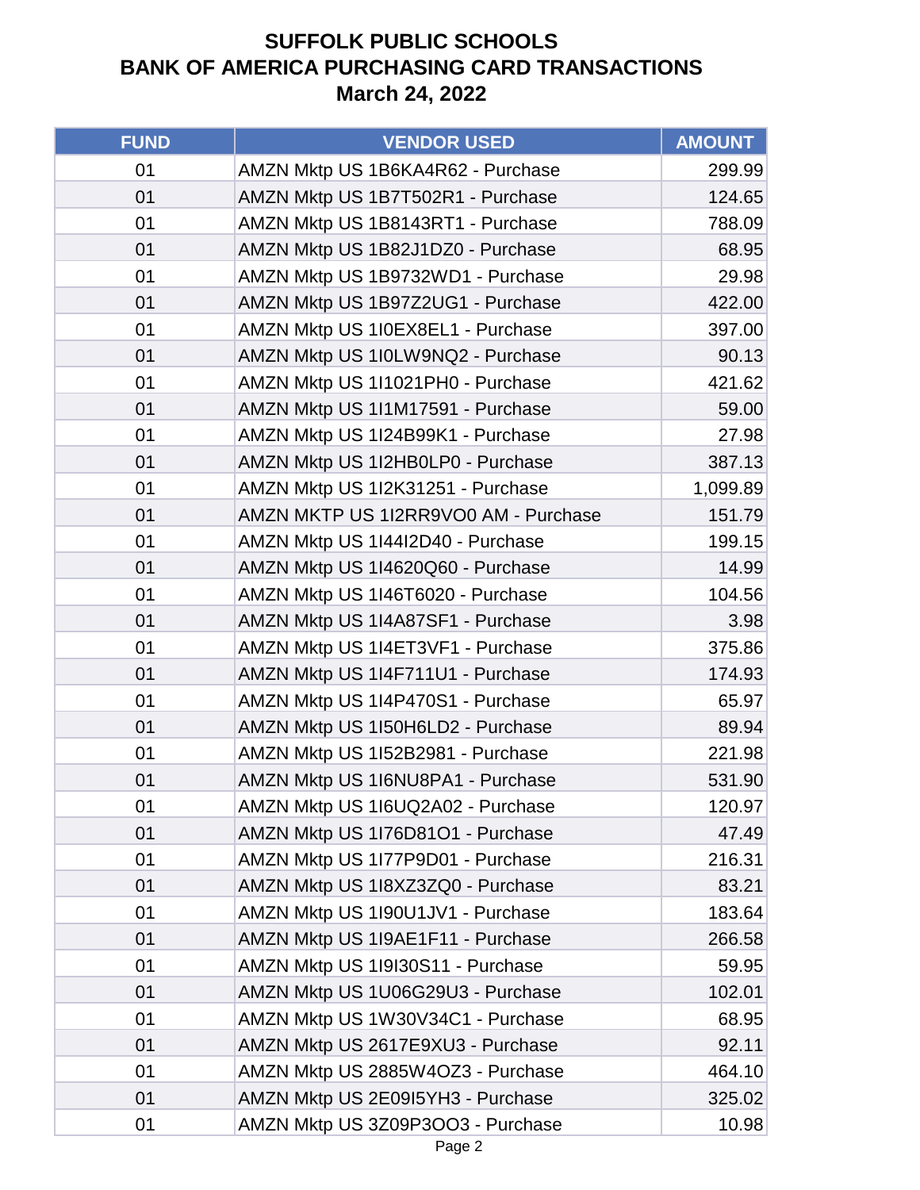# SUFFOLK PUBLIC SCHOOLS
# BANK OF AMERICA PURCHASING CARD TRANSACTIONS
# March 24, 2022

| FUND | VENDOR USED | AMOUNT |
|---|---|---|
| 01 | AMZN Mktp US 1B6KA4R62 - Purchase | 299.99 |
| 01 | AMZN Mktp US 1B7T502R1 - Purchase | 124.65 |
| 01 | AMZN Mktp US 1B8143RT1 - Purchase | 788.09 |
| 01 | AMZN Mktp US 1B82J1DZ0 - Purchase | 68.95 |
| 01 | AMZN Mktp US 1B9732WD1 - Purchase | 29.98 |
| 01 | AMZN Mktp US 1B97Z2UG1 - Purchase | 422.00 |
| 01 | AMZN Mktp US 1I0EX8EL1 - Purchase | 397.00 |
| 01 | AMZN Mktp US 1I0LW9NQ2 - Purchase | 90.13 |
| 01 | AMZN Mktp US 1I1021PH0 - Purchase | 421.62 |
| 01 | AMZN Mktp US 1I1M17591 - Purchase | 59.00 |
| 01 | AMZN Mktp US 1I24B99K1 - Purchase | 27.98 |
| 01 | AMZN Mktp US 1I2HB0LP0 - Purchase | 387.13 |
| 01 | AMZN Mktp US 1I2K31251 - Purchase | 1,099.89 |
| 01 | AMZN MKTP US 1I2RR9VO0 AM - Purchase | 151.79 |
| 01 | AMZN Mktp US 1I44I2D40 - Purchase | 199.15 |
| 01 | AMZN Mktp US 1I4620Q60 - Purchase | 14.99 |
| 01 | AMZN Mktp US 1I46T6020 - Purchase | 104.56 |
| 01 | AMZN Mktp US 1I4A87SF1 - Purchase | 3.98 |
| 01 | AMZN Mktp US 1I4ET3VF1 - Purchase | 375.86 |
| 01 | AMZN Mktp US 1I4F711U1 - Purchase | 174.93 |
| 01 | AMZN Mktp US 1I4P470S1 - Purchase | 65.97 |
| 01 | AMZN Mktp US 1I50H6LD2 - Purchase | 89.94 |
| 01 | AMZN Mktp US 1I52B2981 - Purchase | 221.98 |
| 01 | AMZN Mktp US 1I6NU8PA1 - Purchase | 531.90 |
| 01 | AMZN Mktp US 1I6UQ2A02 - Purchase | 120.97 |
| 01 | AMZN Mktp US 1I76D81O1 - Purchase | 47.49 |
| 01 | AMZN Mktp US 1I77P9D01 - Purchase | 216.31 |
| 01 | AMZN Mktp US 1I8XZ3ZQ0 - Purchase | 83.21 |
| 01 | AMZN Mktp US 1I90U1JV1 - Purchase | 183.64 |
| 01 | AMZN Mktp US 1I9AE1F11 - Purchase | 266.58 |
| 01 | AMZN Mktp US 1I9I30S11 - Purchase | 59.95 |
| 01 | AMZN Mktp US 1U06G29U3 - Purchase | 102.01 |
| 01 | AMZN Mktp US 1W30V34C1 - Purchase | 68.95 |
| 01 | AMZN Mktp US 2617E9XU3 - Purchase | 92.11 |
| 01 | AMZN Mktp US 2885W4OZ3 - Purchase | 464.10 |
| 01 | AMZN Mktp US 2E09I5YH3 - Purchase | 325.02 |
| 01 | AMZN Mktp US 3Z09P3OO3 - Purchase | 10.98 |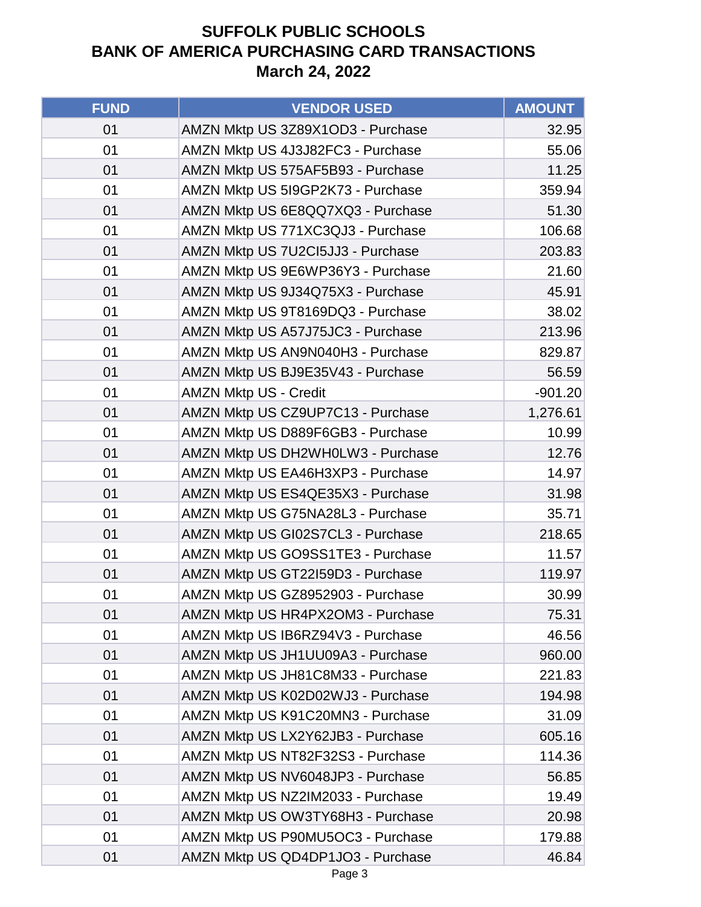**SUFFOLK PUBLIC SCHOOLS**
**BANK OF AMERICA PURCHASING CARD TRANSACTIONS**
**March 24, 2022**

| FUND | VENDOR USED | AMOUNT |
|---|---|---|
| 01 | AMZN Mktp US 3Z89X1OD3 - Purchase | 32.95 |
| 01 | AMZN Mktp US 4J3J82FC3 - Purchase | 55.06 |
| 01 | AMZN Mktp US 575AF5B93 - Purchase | 11.25 |
| 01 | AMZN Mktp US 5I9GP2K73 - Purchase | 359.94 |
| 01 | AMZN Mktp US 6E8QQ7XQ3 - Purchase | 51.30 |
| 01 | AMZN Mktp US 771XC3QJ3 - Purchase | 106.68 |
| 01 | AMZN Mktp US 7U2CI5JJ3 - Purchase | 203.83 |
| 01 | AMZN Mktp US 9E6WP36Y3 - Purchase | 21.60 |
| 01 | AMZN Mktp US 9J34Q75X3 - Purchase | 45.91 |
| 01 | AMZN Mktp US 9T8169DQ3 - Purchase | 38.02 |
| 01 | AMZN Mktp US A57J75JC3 - Purchase | 213.96 |
| 01 | AMZN Mktp US AN9N040H3 - Purchase | 829.87 |
| 01 | AMZN Mktp US BJ9E35V43 - Purchase | 56.59 |
| 01 | AMZN Mktp US - Credit | -901.20 |
| 01 | AMZN Mktp US CZ9UP7C13 - Purchase | 1,276.61 |
| 01 | AMZN Mktp US D889F6GB3 - Purchase | 10.99 |
| 01 | AMZN Mktp US DH2WH0LW3 - Purchase | 12.76 |
| 01 | AMZN Mktp US EA46H3XP3 - Purchase | 14.97 |
| 01 | AMZN Mktp US ES4QE35X3 - Purchase | 31.98 |
| 01 | AMZN Mktp US G75NA28L3 - Purchase | 35.71 |
| 01 | AMZN Mktp US GI02S7CL3 - Purchase | 218.65 |
| 01 | AMZN Mktp US GO9SS1TE3 - Purchase | 11.57 |
| 01 | AMZN Mktp US GT22I59D3 - Purchase | 119.97 |
| 01 | AMZN Mktp US GZ8952903 - Purchase | 30.99 |
| 01 | AMZN Mktp US HR4PX2OM3 - Purchase | 75.31 |
| 01 | AMZN Mktp US IB6RZ94V3 - Purchase | 46.56 |
| 01 | AMZN Mktp US JH1UU09A3 - Purchase | 960.00 |
| 01 | AMZN Mktp US JH81C8M33 - Purchase | 221.83 |
| 01 | AMZN Mktp US K02D02WJ3 - Purchase | 194.98 |
| 01 | AMZN Mktp US K91C20MN3 - Purchase | 31.09 |
| 01 | AMZN Mktp US LX2Y62JB3 - Purchase | 605.16 |
| 01 | AMZN Mktp US NT82F32S3 - Purchase | 114.36 |
| 01 | AMZN Mktp US NV6048JP3 - Purchase | 56.85 |
| 01 | AMZN Mktp US NZ2IM2033 - Purchase | 19.49 |
| 01 | AMZN Mktp US OW3TY68H3 - Purchase | 20.98 |
| 01 | AMZN Mktp US P90MU5OC3 - Purchase | 179.88 |
| 01 | AMZN Mktp US QD4DP1JO3 - Purchase | 46.84 |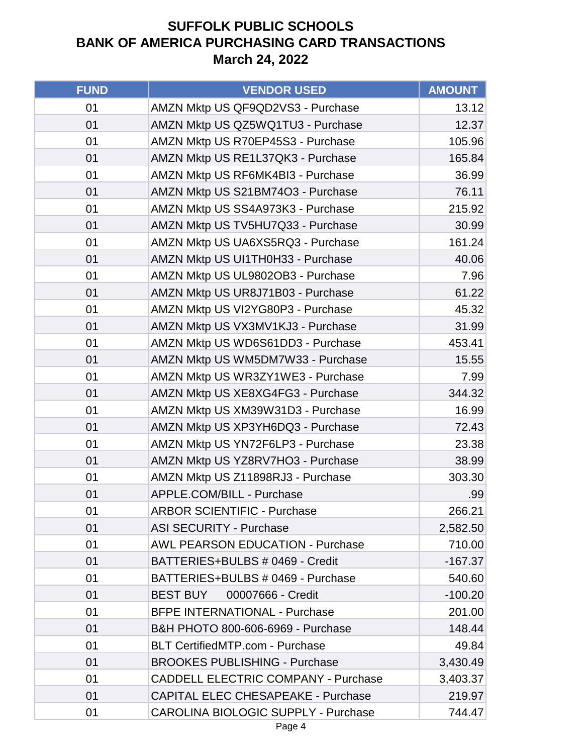# SUFFOLK PUBLIC SCHOOLS
## BANK OF AMERICA PURCHASING CARD TRANSACTIONS
### March 24, 2022

| FUND | VENDOR USED | AMOUNT |
|---|---|---|
| 01 | AMZN Mktp US QF9QD2VS3 - Purchase | 13.12 |
| 01 | AMZN Mktp US QZ5WQ1TU3 - Purchase | 12.37 |
| 01 | AMZN Mktp US R70EP45S3 - Purchase | 105.96 |
| 01 | AMZN Mktp US RE1L37QK3 - Purchase | 165.84 |
| 01 | AMZN Mktp US RF6MK4BI3 - Purchase | 36.99 |
| 01 | AMZN Mktp US S21BM74O3 - Purchase | 76.11 |
| 01 | AMZN Mktp US SS4A973K3 - Purchase | 215.92 |
| 01 | AMZN Mktp US TV5HU7Q33 - Purchase | 30.99 |
| 01 | AMZN Mktp US UA6XS5RQ3 - Purchase | 161.24 |
| 01 | AMZN Mktp US UI1TH0H33 - Purchase | 40.06 |
| 01 | AMZN Mktp US UL9802OB3 - Purchase | 7.96 |
| 01 | AMZN Mktp US UR8J71B03 - Purchase | 61.22 |
| 01 | AMZN Mktp US VI2YG80P3 - Purchase | 45.32 |
| 01 | AMZN Mktp US VX3MV1KJ3 - Purchase | 31.99 |
| 01 | AMZN Mktp US WD6S61DD3 - Purchase | 453.41 |
| 01 | AMZN Mktp US WM5DM7W33 - Purchase | 15.55 |
| 01 | AMZN Mktp US WR3ZY1WE3 - Purchase | 7.99 |
| 01 | AMZN Mktp US XE8XG4FG3 - Purchase | 344.32 |
| 01 | AMZN Mktp US XM39W31D3 - Purchase | 16.99 |
| 01 | AMZN Mktp US XP3YH6DQ3 - Purchase | 72.43 |
| 01 | AMZN Mktp US YN72F6LP3 - Purchase | 23.38 |
| 01 | AMZN Mktp US YZ8RV7HO3 - Purchase | 38.99 |
| 01 | AMZN Mktp US Z11898RJ3 - Purchase | 303.30 |
| 01 | APPLE.COM/BILL - Purchase | .99 |
| 01 | ARBOR SCIENTIFIC - Purchase | 266.21 |
| 01 | ASI SECURITY - Purchase | 2,582.50 |
| 01 | AWL PEARSON EDUCATION - Purchase | 710.00 |
| 01 | BATTERIES+BULBS # 0469 - Credit | -167.37 |
| 01 | BATTERIES+BULBS # 0469 - Purchase | 540.60 |
| 01 | BEST BUY 00007666 - Credit | -100.20 |
| 01 | BFPE INTERNATIONAL - Purchase | 201.00 |
| 01 | B&H PHOTO 800-606-6969 - Purchase | 148.44 |
| 01 | BLT CertifiedMTP.com - Purchase | 49.84 |
| 01 | BROOKES PUBLISHING - Purchase | 3,430.49 |
| 01 | CADDELL ELECTRIC COMPANY - Purchase | 3,403.37 |
| 01 | CAPITAL ELEC CHESAPEAKE - Purchase | 219.97 |
| 01 | CAROLINA BIOLOGIC SUPPLY - Purchase | 744.47 |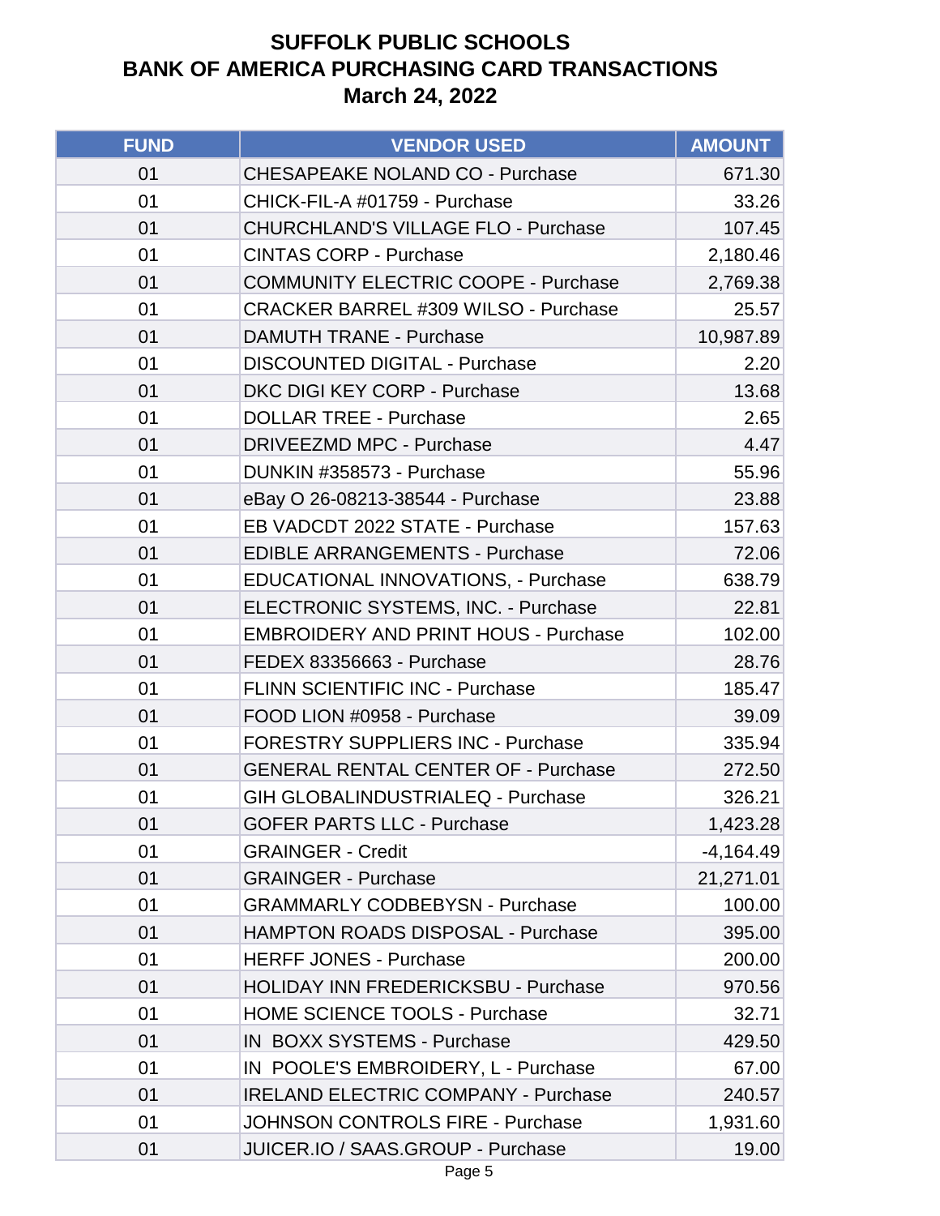# SUFFOLK PUBLIC SCHOOLS
# BANK OF AMERICA PURCHASING CARD TRANSACTIONS
# March 24, 2022

| FUND | VENDOR USED | AMOUNT |
|---|---|---|
| 01 | CHESAPEAKE NOLAND CO - Purchase | 671.30 |
| 01 | CHICK-FIL-A #01759 - Purchase | 33.26 |
| 01 | CHURCHLAND'S VILLAGE FLO - Purchase | 107.45 |
| 01 | CINTAS CORP - Purchase | 2,180.46 |
| 01 | COMMUNITY ELECTRIC COOPE - Purchase | 2,769.38 |
| 01 | CRACKER BARREL #309 WILSO - Purchase | 25.57 |
| 01 | DAMUTH TRANE - Purchase | 10,987.89 |
| 01 | DISCOUNTED DIGITAL - Purchase | 2.20 |
| 01 | DKC DIGI KEY CORP - Purchase | 13.68 |
| 01 | DOLLAR TREE - Purchase | 2.65 |
| 01 | DRIVEEZMD MPC - Purchase | 4.47 |
| 01 | DUNKIN #358573 - Purchase | 55.96 |
| 01 | eBay O 26-08213-38544 - Purchase | 23.88 |
| 01 | EB VADCDT 2022 STATE - Purchase | 157.63 |
| 01 | EDIBLE ARRANGEMENTS - Purchase | 72.06 |
| 01 | EDUCATIONAL INNOVATIONS, - Purchase | 638.79 |
| 01 | ELECTRONIC SYSTEMS, INC. - Purchase | 22.81 |
| 01 | EMBROIDERY AND PRINT HOUS - Purchase | 102.00 |
| 01 | FEDEX 83356663 - Purchase | 28.76 |
| 01 | FLINN SCIENTIFIC INC - Purchase | 185.47 |
| 01 | FOOD LION #0958 - Purchase | 39.09 |
| 01 | FORESTRY SUPPLIERS INC - Purchase | 335.94 |
| 01 | GENERAL RENTAL CENTER OF - Purchase | 272.50 |
| 01 | GIH GLOBALINDUSTRIALEQ - Purchase | 326.21 |
| 01 | GOFER PARTS LLC - Purchase | 1,423.28 |
| 01 | GRAINGER - Credit | -4,164.49 |
| 01 | GRAINGER - Purchase | 21,271.01 |
| 01 | GRAMMARLY CODBEBYSN - Purchase | 100.00 |
| 01 | HAMPTON ROADS DISPOSAL - Purchase | 395.00 |
| 01 | HERFF JONES - Purchase | 200.00 |
| 01 | HOLIDAY INN FREDERICKSBU - Purchase | 970.56 |
| 01 | HOME SCIENCE TOOLS - Purchase | 32.71 |
| 01 | IN BOXX SYSTEMS - Purchase | 429.50 |
| 01 | IN POOLE'S EMBROIDERY, L - Purchase | 67.00 |
| 01 | IRELAND ELECTRIC COMPANY - Purchase | 240.57 |
| 01 | JOHNSON CONTROLS FIRE - Purchase | 1,931.60 |
| 01 | JUICER.IO / SAAS.GROUP - Purchase | 19.00 |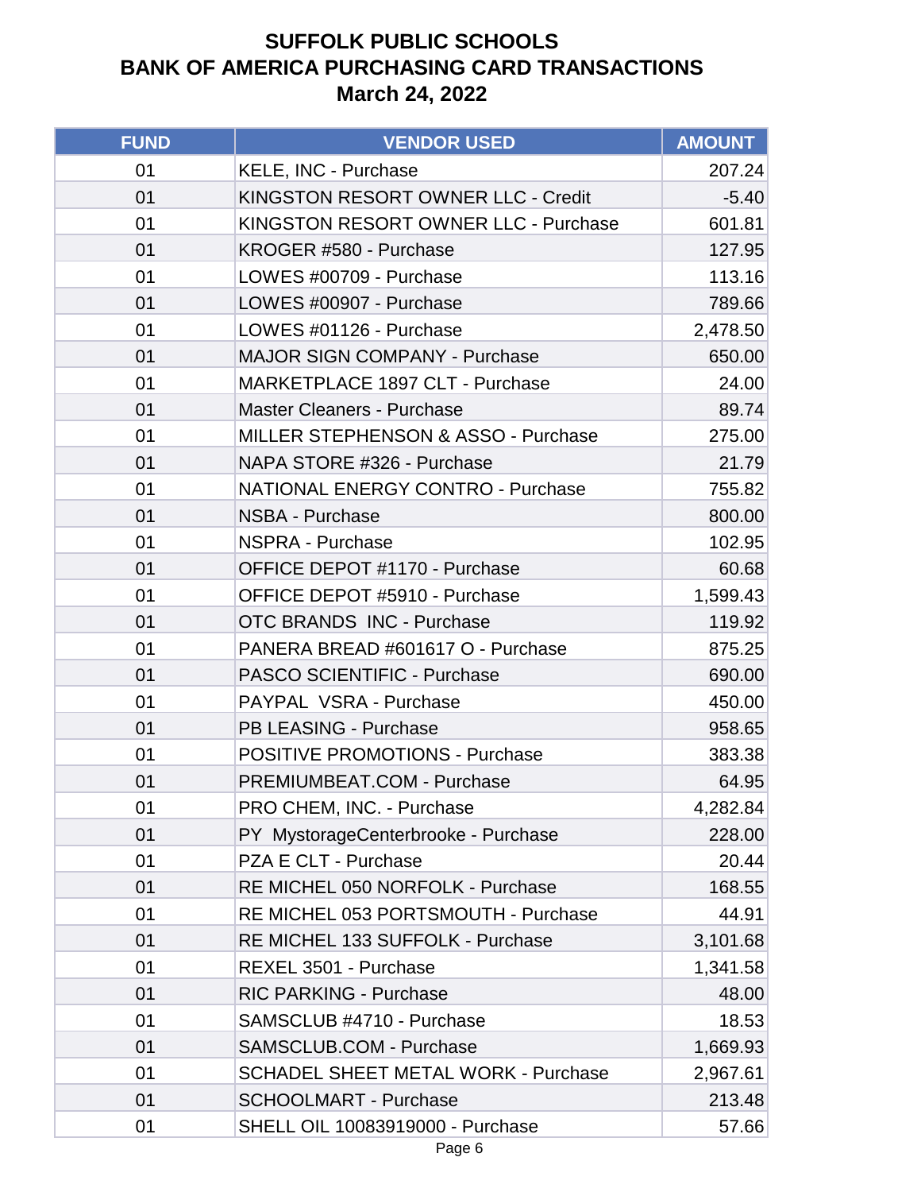# SUFFOLK PUBLIC SCHOOLS
# BANK OF AMERICA PURCHASING CARD TRANSACTIONS
# March 24, 2022

| FUND | VENDOR USED | AMOUNT |
|---|---|---|
| 01 | KELE, INC - Purchase | 207.24 |
| 01 | KINGSTON RESORT OWNER LLC - Credit | -5.40 |
| 01 | KINGSTON RESORT OWNER LLC - Purchase | 601.81 |
| 01 | KROGER #580 - Purchase | 127.95 |
| 01 | LOWES #00709 - Purchase | 113.16 |
| 01 | LOWES #00907 - Purchase | 789.66 |
| 01 | LOWES #01126 - Purchase | 2,478.50 |
| 01 | MAJOR SIGN COMPANY - Purchase | 650.00 |
| 01 | MARKETPLACE 1897 CLT - Purchase | 24.00 |
| 01 | Master Cleaners - Purchase | 89.74 |
| 01 | MILLER STEPHENSON & ASSO - Purchase | 275.00 |
| 01 | NAPA STORE #326 - Purchase | 21.79 |
| 01 | NATIONAL ENERGY CONTRO - Purchase | 755.82 |
| 01 | NSBA - Purchase | 800.00 |
| 01 | NSPRA - Purchase | 102.95 |
| 01 | OFFICE DEPOT #1170 - Purchase | 60.68 |
| 01 | OFFICE DEPOT #5910 - Purchase | 1,599.43 |
| 01 | OTC BRANDS INC - Purchase | 119.92 |
| 01 | PANERA BREAD #601617 O - Purchase | 875.25 |
| 01 | PASCO SCIENTIFIC - Purchase | 690.00 |
| 01 | PAYPAL VSRA - Purchase | 450.00 |
| 01 | PB LEASING - Purchase | 958.65 |
| 01 | POSITIVE PROMOTIONS - Purchase | 383.38 |
| 01 | PREMIUMBEAT.COM - Purchase | 64.95 |
| 01 | PRO CHEM, INC. - Purchase | 4,282.84 |
| 01 | PY MystorageCenterbrooke - Purchase | 228.00 |
| 01 | PZA E CLT - Purchase | 20.44 |
| 01 | RE MICHEL 050 NORFOLK - Purchase | 168.55 |
| 01 | RE MICHEL 053 PORTSMOUTH - Purchase | 44.91 |
| 01 | RE MICHEL 133 SUFFOLK - Purchase | 3,101.68 |
| 01 | REXEL 3501 - Purchase | 1,341.58 |
| 01 | RIC PARKING - Purchase | 48.00 |
| 01 | SAMSCLUB #4710 - Purchase | 18.53 |
| 01 | SAMSCLUB.COM - Purchase | 1,669.93 |
| 01 | SCHADEL SHEET METAL WORK - Purchase | 2,967.61 |
| 01 | SCHOOLMART - Purchase | 213.48 |
| 01 | SHELL OIL 10083919000 - Purchase | 57.66 |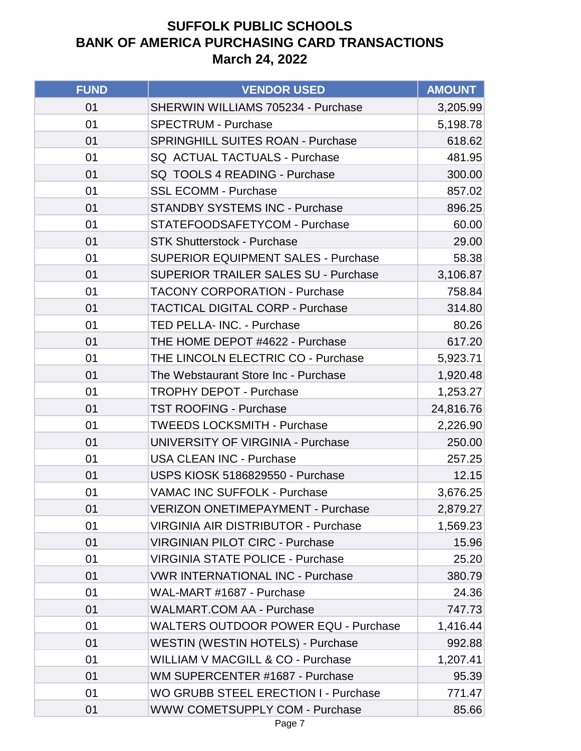# SUFFOLK PUBLIC SCHOOLS
# BANK OF AMERICA PURCHASING CARD TRANSACTIONS
# March 24, 2022

| FUND | VENDOR USED | AMOUNT |
|---|---|---|
| 01 | SHERWIN WILLIAMS 705234 - Purchase | 3,205.99 |
| 01 | SPECTRUM - Purchase | 5,198.78 |
| 01 | SPRINGHILL SUITES ROAN - Purchase | 618.62 |
| 01 | SQ  ACTUAL TACTUALS - Purchase | 481.95 |
| 01 | SQ  TOOLS 4 READING - Purchase | 300.00 |
| 01 | SSL ECOMM - Purchase | 857.02 |
| 01 | STANDBY SYSTEMS INC - Purchase | 896.25 |
| 01 | STATEFOODSAFETYCOM - Purchase | 60.00 |
| 01 | STK Shutterstock - Purchase | 29.00 |
| 01 | SUPERIOR EQUIPMENT SALES - Purchase | 58.38 |
| 01 | SUPERIOR TRAILER SALES SU - Purchase | 3,106.87 |
| 01 | TACONY CORPORATION - Purchase | 758.84 |
| 01 | TACTICAL DIGITAL CORP - Purchase | 314.80 |
| 01 | TED PELLA- INC. - Purchase | 80.26 |
| 01 | THE HOME DEPOT #4622 - Purchase | 617.20 |
| 01 | THE LINCOLN ELECTRIC CO - Purchase | 5,923.71 |
| 01 | The Webstaurant Store Inc - Purchase | 1,920.48 |
| 01 | TROPHY DEPOT - Purchase | 1,253.27 |
| 01 | TST ROOFING - Purchase | 24,816.76 |
| 01 | TWEEDS LOCKSMITH - Purchase | 2,226.90 |
| 01 | UNIVERSITY OF VIRGINIA - Purchase | 250.00 |
| 01 | USA CLEAN INC - Purchase | 257.25 |
| 01 | USPS KIOSK 5186829550 - Purchase | 12.15 |
| 01 | VAMAC INC SUFFOLK - Purchase | 3,676.25 |
| 01 | VERIZON ONETIMEPAYMENT - Purchase | 2,879.27 |
| 01 | VIRGINIA AIR DISTRIBUTOR - Purchase | 1,569.23 |
| 01 | VIRGINIAN PILOT CIRC - Purchase | 15.96 |
| 01 | VIRGINIA STATE POLICE - Purchase | 25.20 |
| 01 | VWR INTERNATIONAL INC - Purchase | 380.79 |
| 01 | WAL-MART #1687 - Purchase | 24.36 |
| 01 | WALMART.COM AA - Purchase | 747.73 |
| 01 | WALTERS OUTDOOR POWER EQU - Purchase | 1,416.44 |
| 01 | WESTIN (WESTIN HOTELS) - Purchase | 992.88 |
| 01 | WILLIAM V MACGILL & CO - Purchase | 1,207.41 |
| 01 | WM SUPERCENTER #1687 - Purchase | 95.39 |
| 01 | WO GRUBB STEEL ERECTION I - Purchase | 771.47 |
| 01 | WWW COMETSUPPLY COM - Purchase | 85.66 |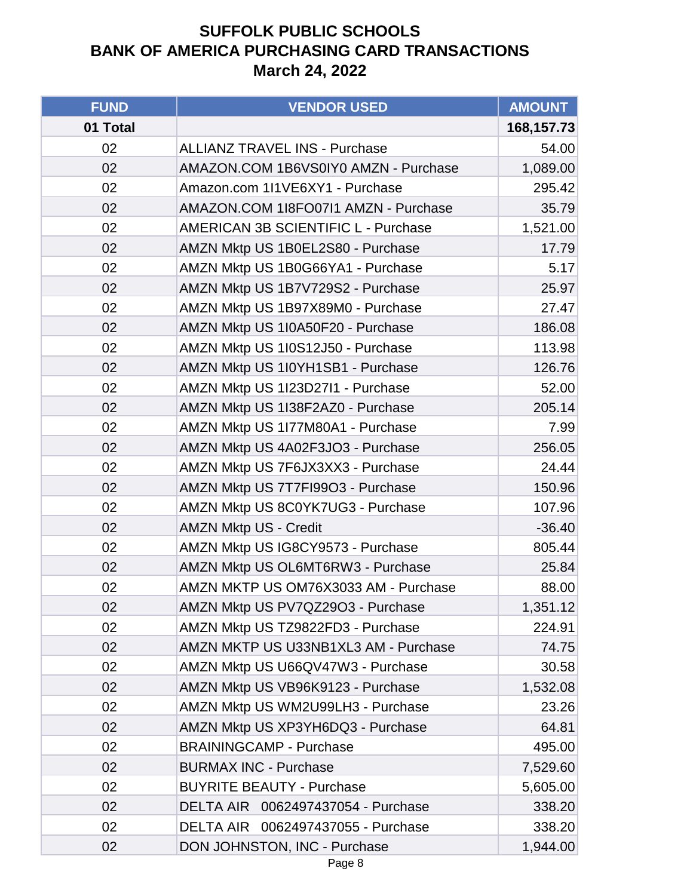# SUFFOLK PUBLIC SCHOOLS
# BANK OF AMERICA PURCHASING CARD TRANSACTIONS
# March 24, 2022

| FUND | VENDOR USED | AMOUNT |
|---|---|---|
| **01 Total** | | **168,157.73** |
| 02 | ALLIANZ TRAVEL INS - Purchase | 54.00 |
| 02 | AMAZON.COM 1B6VS0IY0 AMZN - Purchase | 1,089.00 |
| 02 | Amazon.com 1I1VE6XY1 - Purchase | 295.42 |
| 02 | AMAZON.COM 1I8FO07I1 AMZN - Purchase | 35.79 |
| 02 | AMERICAN 3B SCIENTIFIC L - Purchase | 1,521.00 |
| 02 | AMZN Mktp US 1B0EL2S80 - Purchase | 17.79 |
| 02 | AMZN Mktp US 1B0G66YA1 - Purchase | 5.17 |
| 02 | AMZN Mktp US 1B7V729S2 - Purchase | 25.97 |
| 02 | AMZN Mktp US 1B97X89M0 - Purchase | 27.47 |
| 02 | AMZN Mktp US 1I0A50F20 - Purchase | 186.08 |
| 02 | AMZN Mktp US 1I0S12J50 - Purchase | 113.98 |
| 02 | AMZN Mktp US 1I0YH1SB1 - Purchase | 126.76 |
| 02 | AMZN Mktp US 1I23D27I1 - Purchase | 52.00 |
| 02 | AMZN Mktp US 1I38F2AZ0 - Purchase | 205.14 |
| 02 | AMZN Mktp US 1I77M80A1 - Purchase | 7.99 |
| 02 | AMZN Mktp US 4A02F3JO3 - Purchase | 256.05 |
| 02 | AMZN Mktp US 7F6JX3XX3 - Purchase | 24.44 |
| 02 | AMZN Mktp US 7T7FI99O3 - Purchase | 150.96 |
| 02 | AMZN Mktp US 8C0YK7UG3 - Purchase | 107.96 |
| 02 | AMZN Mktp US - Credit | -36.40 |
| 02 | AMZN Mktp US IG8CY9573 - Purchase | 805.44 |
| 02 | AMZN Mktp US OL6MT6RW3 - Purchase | 25.84 |
| 02 | AMZN MKTP US OM76X3033 AM - Purchase | 88.00 |
| 02 | AMZN Mktp US PV7QZ29O3 - Purchase | 1,351.12 |
| 02 | AMZN Mktp US TZ9822FD3 - Purchase | 224.91 |
| 02 | AMZN MKTP US U33NB1XL3 AM - Purchase | 74.75 |
| 02 | AMZN Mktp US U66QV47W3 - Purchase | 30.58 |
| 02 | AMZN Mktp US VB96K9123 - Purchase | 1,532.08 |
| 02 | AMZN Mktp US WM2U99LH3 - Purchase | 23.26 |
| 02 | AMZN Mktp US XP3YH6DQ3 - Purchase | 64.81 |
| 02 | BRAININGCAMP - Purchase | 495.00 |
| 02 | BURMAX INC - Purchase | 7,529.60 |
| 02 | BUYRITE BEAUTY - Purchase | 5,605.00 |
| 02 | DELTA AIR 0062497437054 - Purchase | 338.20 |
| 02 | DELTA AIR 0062497437055 - Purchase | 338.20 |
| 02 | DON JOHNSTON, INC - Purchase | 1,944.00 |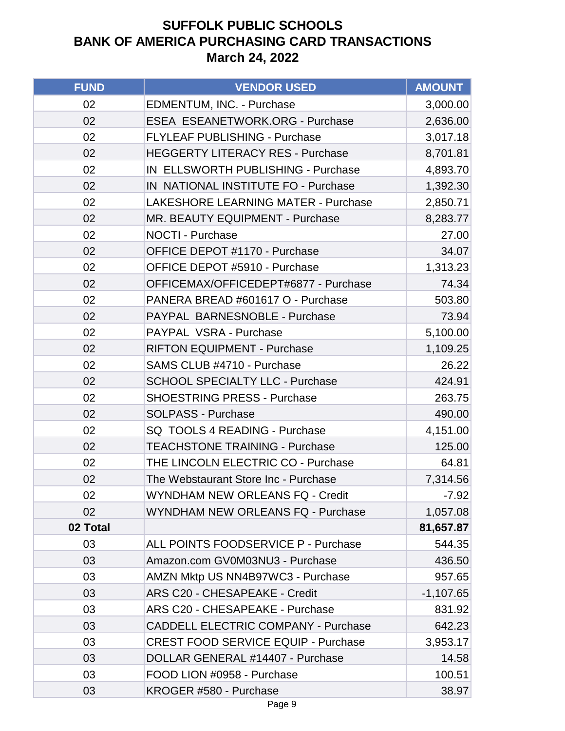# SUFFOLK PUBLIC SCHOOLS
# BANK OF AMERICA PURCHASING CARD TRANSACTIONS
# March 24, 2022

| FUND | VENDOR USED | AMOUNT |
|---|---|---|
| 02 | EDMENTUM, INC. - Purchase | 3,000.00 |
| 02 | ESEA ESEANETWORK.ORG - Purchase | 2,636.00 |
| 02 | FLYLEAF PUBLISHING - Purchase | 3,017.18 |
| 02 | HEGGERTY LITERACY RES - Purchase | 8,701.81 |
| 02 | IN ELLSWORTH PUBLISHING - Purchase | 4,893.70 |
| 02 | IN NATIONAL INSTITUTE FO - Purchase | 1,392.30 |
| 02 | LAKESHORE LEARNING MATER - Purchase | 2,850.71 |
| 02 | MR. BEAUTY EQUIPMENT - Purchase | 8,283.77 |
| 02 | NOCTI - Purchase | 27.00 |
| 02 | OFFICE DEPOT #1170 - Purchase | 34.07 |
| 02 | OFFICE DEPOT #5910 - Purchase | 1,313.23 |
| 02 | OFFICEMAX/OFFICEDEPT#6877 - Purchase | 74.34 |
| 02 | PANERA BREAD #601617 O - Purchase | 503.80 |
| 02 | PAYPAL BARNESNOBLE - Purchase | 73.94 |
| 02 | PAYPAL VSRA - Purchase | 5,100.00 |
| 02 | RIFTON EQUIPMENT - Purchase | 1,109.25 |
| 02 | SAMS CLUB #4710 - Purchase | 26.22 |
| 02 | SCHOOL SPECIALTY LLC - Purchase | 424.91 |
| 02 | SHOESTRING PRESS - Purchase | 263.75 |
| 02 | SOLPASS - Purchase | 490.00 |
| 02 | SQ TOOLS 4 READING - Purchase | 4,151.00 |
| 02 | TEACHSTONE TRAINING - Purchase | 125.00 |
| 02 | THE LINCOLN ELECTRIC CO - Purchase | 64.81 |
| 02 | The Webstaurant Store Inc - Purchase | 7,314.56 |
| 02 | WYNDHAM NEW ORLEANS FQ - Credit | -7.92 |
| 02 | WYNDHAM NEW ORLEANS FQ - Purchase | 1,057.08 |
| **02 Total** | | **81,657.87** |
| 03 | ALL POINTS FOODSERVICE P - Purchase | 544.35 |
| 03 | Amazon.com GV0M03NU3 - Purchase | 436.50 |
| 03 | AMZN Mktp US NN4B97WC3 - Purchase | 957.65 |
| 03 | ARS C20 - CHESAPEAKE - Credit | -1,107.65 |
| 03 | ARS C20 - CHESAPEAKE - Purchase | 831.92 |
| 03 | CADDELL ELECTRIC COMPANY - Purchase | 642.23 |
| 03 | CREST FOOD SERVICE EQUIP - Purchase | 3,953.17 |
| 03 | DOLLAR GENERAL #14407 - Purchase | 14.58 |
| 03 | FOOD LION #0958 - Purchase | 100.51 |
| 03 | KROGER #580 - Purchase | 38.97 |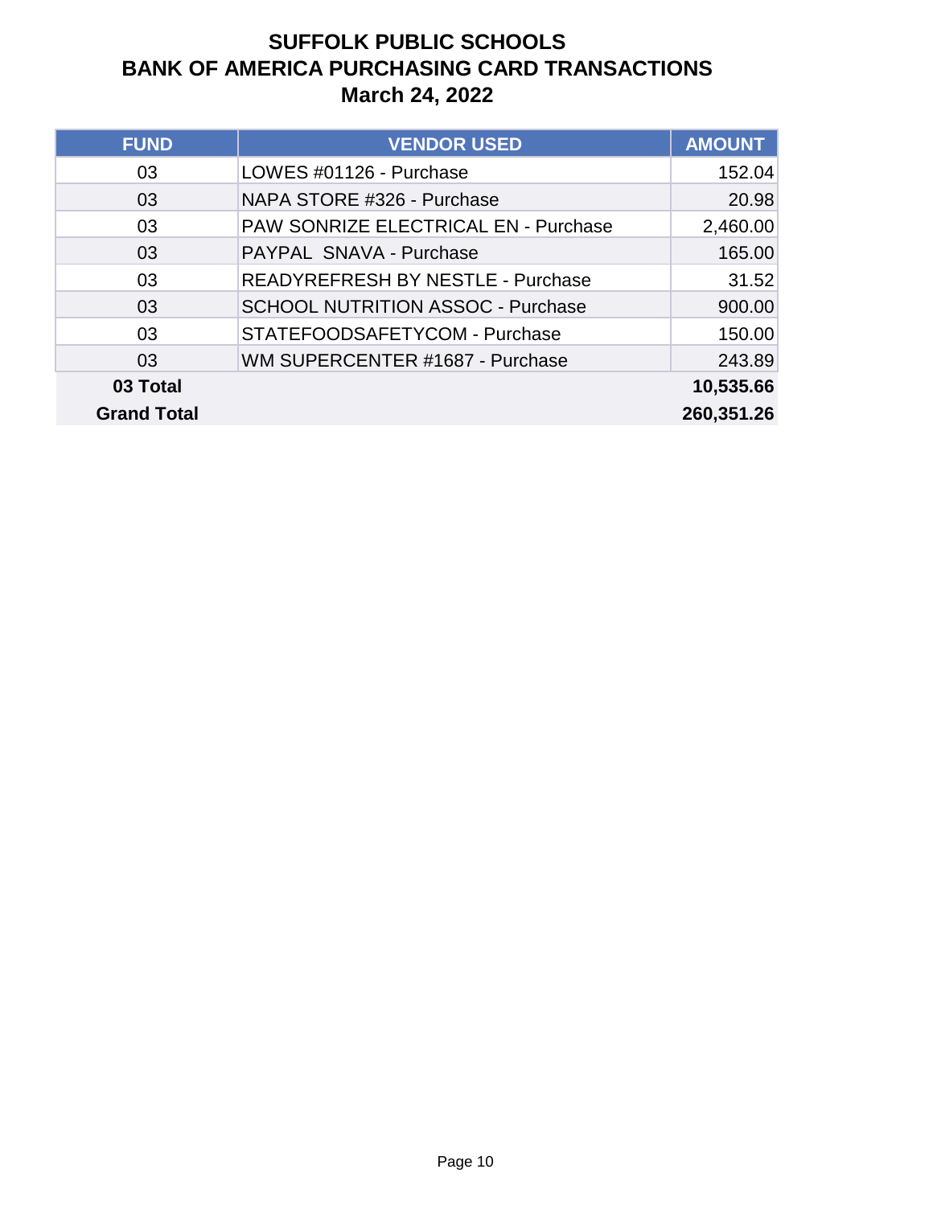# SUFFOLK PUBLIC SCHOOLS
## BANK OF AMERICA PURCHASING CARD TRANSACTIONS
### March 24, 2022

| FUND | VENDOR USED | AMOUNT |
|---|---|---|
| 03 | LOWES #01126 - Purchase | 152.04 |
| 03 | NAPA STORE #326 - Purchase | 20.98 |
| 03 | PAW SONRIZE ELECTRICAL EN - Purchase | 2,460.00 |
| 03 | PAYPAL SNAVA - Purchase | 165.00 |
| 03 | READYREFRESH BY NESTLE - Purchase | 31.52 |
| 03 | SCHOOL NUTRITION ASSOC - Purchase | 900.00 |
| 03 | STATEFOODSAFETYCOM - Purchase | 150.00 |
| 03 | WM SUPERCENTER #1687 - Purchase | 243.89 |
| **03 Total** | | **10,535.66** |
| **Grand Total** | | **260,351.26** |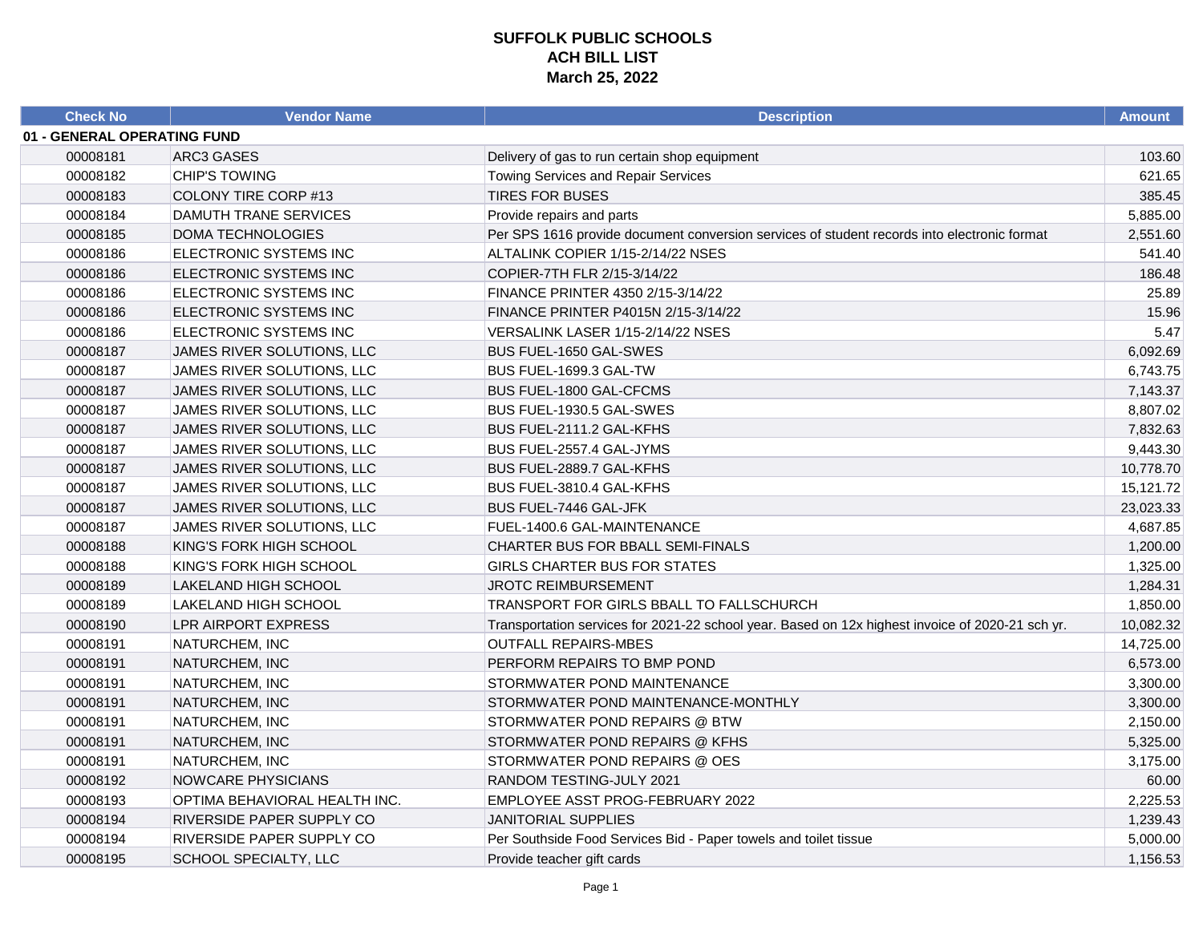# SUFFOLK PUBLIC SCHOOLS
## ACH BILL LIST
### March 25, 2022

| Check No | Vendor Name | Description | Amount |
|---|---|---|---|
| **01 - GENERAL OPERATING FUND** | | | |
| 00008181 | ARC3 GASES | Delivery of gas to run certain shop equipment | 103.60 |
| 00008182 | CHIP'S TOWING | Towing Services and Repair Services | 621.65 |
| 00008183 | COLONY TIRE CORP #13 | TIRES FOR BUSES | 385.45 |
| 00008184 | DAMUTH TRANE SERVICES | Provide repairs and parts | 5,885.00 |
| 00008185 | DOMA TECHNOLOGIES | Per SPS 1616 provide document conversion services of student records into electronic format | 2,551.60 |
| 00008186 | ELECTRONIC SYSTEMS INC | ALTALINK COPIER 1/15-2/14/22 NSES | 541.40 |
| 00008186 | ELECTRONIC SYSTEMS INC | COPIER-7TH FLR 2/15-3/14/22 | 186.48 |
| 00008186 | ELECTRONIC SYSTEMS INC | FINANCE PRINTER 4350 2/15-3/14/22 | 25.89 |
| 00008186 | ELECTRONIC SYSTEMS INC | FINANCE PRINTER P4015N 2/15-3/14/22 | 15.96 |
| 00008186 | ELECTRONIC SYSTEMS INC | VERSALINK LASER 1/15-2/14/22 NSES | 5.47 |
| 00008187 | JAMES RIVER SOLUTIONS, LLC | BUS FUEL-1650 GAL-SWES | 6,092.69 |
| 00008187 | JAMES RIVER SOLUTIONS, LLC | BUS FUEL-1699.3 GAL-TW | 6,743.75 |
| 00008187 | JAMES RIVER SOLUTIONS, LLC | BUS FUEL-1800 GAL-CFCMS | 7,143.37 |
| 00008187 | JAMES RIVER SOLUTIONS, LLC | BUS FUEL-1930.5 GAL-SWES | 8,807.02 |
| 00008187 | JAMES RIVER SOLUTIONS, LLC | BUS FUEL-2111.2 GAL-KFHS | 7,832.63 |
| 00008187 | JAMES RIVER SOLUTIONS, LLC | BUS FUEL-2557.4 GAL-JYMS | 9,443.30 |
| 00008187 | JAMES RIVER SOLUTIONS, LLC | BUS FUEL-2889.7 GAL-KFHS | 10,778.70 |
| 00008187 | JAMES RIVER SOLUTIONS, LLC | BUS FUEL-3810.4 GAL-KFHS | 15,121.72 |
| 00008187 | JAMES RIVER SOLUTIONS, LLC | BUS FUEL-7446 GAL-JFK | 23,023.33 |
| 00008187 | JAMES RIVER SOLUTIONS, LLC | FUEL-1400.6 GAL-MAINTENANCE | 4,687.85 |
| 00008188 | KING'S FORK HIGH SCHOOL | CHARTER BUS FOR BBALL SEMI-FINALS | 1,200.00 |
| 00008188 | KING'S FORK HIGH SCHOOL | GIRLS CHARTER BUS FOR STATES | 1,325.00 |
| 00008189 | LAKELAND HIGH SCHOOL | JROTC REIMBURSEMENT | 1,284.31 |
| 00008189 | LAKELAND HIGH SCHOOL | TRANSPORT FOR GIRLS BBALL TO FALLSCHURCH | 1,850.00 |
| 00008190 | LPR AIRPORT EXPRESS | Transportation services for 2021-22 school year. Based on 12x highest invoice of 2020-21 sch yr. | 10,082.32 |
| 00008191 | NATURCHEM, INC | OUTFALL REPAIRS-MBES | 14,725.00 |
| 00008191 | NATURCHEM, INC | PERFORM REPAIRS TO BMP POND | 6,573.00 |
| 00008191 | NATURCHEM, INC | STORMWATER POND MAINTENANCE | 3,300.00 |
| 00008191 | NATURCHEM, INC | STORMWATER POND MAINTENANCE-MONTHLY | 3,300.00 |
| 00008191 | NATURCHEM, INC | STORMWATER POND REPAIRS @ BTW | 2,150.00 |
| 00008191 | NATURCHEM, INC | STORMWATER POND REPAIRS @ KFHS | 5,325.00 |
| 00008191 | NATURCHEM, INC | STORMWATER POND REPAIRS @ OES | 3,175.00 |
| 00008192 | NOWCARE PHYSICIANS | RANDOM TESTING-JULY 2021 | 60.00 |
| 00008193 | OPTIMA BEHAVIORAL HEALTH INC. | EMPLOYEE ASST PROG-FEBRUARY 2022 | 2,225.53 |
| 00008194 | RIVERSIDE PAPER SUPPLY CO | JANITORIAL SUPPLIES | 1,239.43 |
| 00008194 | RIVERSIDE PAPER SUPPLY CO | Per Southside Food Services Bid - Paper towels and toilet tissue | 5,000.00 |
| 00008195 | SCHOOL SPECIALTY, LLC | Provide teacher gift cards | 1,156.53 |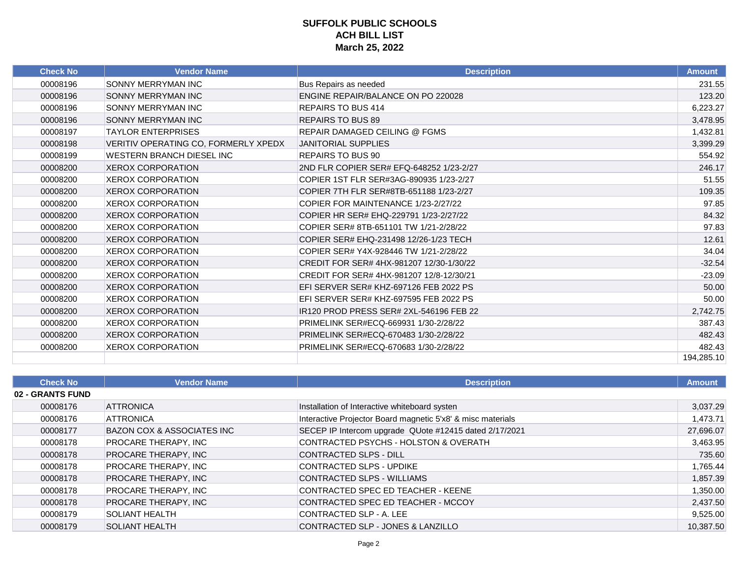# SUFFOLK PUBLIC SCHOOLS
## ACH BILL LIST
## March 25, 2022

| Check No | Vendor Name | Description | Amount |
|---|---|---|---|
| 00008196 | SONNY MERRYMAN INC | Bus Repairs as needed | 231.55 |
| 00008196 | SONNY MERRYMAN INC | ENGINE REPAIR/BALANCE ON PO 220028 | 123.20 |
| 00008196 | SONNY MERRYMAN INC | REPAIRS TO BUS 414 | 6,223.27 |
| 00008196 | SONNY MERRYMAN INC | REPAIRS TO BUS 89 | 3,478.95 |
| 00008197 | TAYLOR ENTERPRISES | REPAIR DAMAGED CEILING @ FGMS | 1,432.81 |
| 00008198 | VERITIV OPERATING CO, FORMERLY XPEDX | JANITORIAL SUPPLIES | 3,399.29 |
| 00008199 | WESTERN BRANCH DIESEL INC | REPAIRS TO BUS 90 | 554.92 |
| 00008200 | XEROX CORPORATION | 2ND FLR COPIER SER# EFQ-648252 1/23-2/27 | 246.17 |
| 00008200 | XEROX CORPORATION | COPIER 1ST FLR SER#3AG-890935 1/23-2/27 | 51.55 |
| 00008200 | XEROX CORPORATION | COPIER 7TH FLR SER#8TB-651188 1/23-2/27 | 109.35 |
| 00008200 | XEROX CORPORATION | COPIER FOR MAINTENANCE 1/23-2/27/22 | 97.85 |
| 00008200 | XEROX CORPORATION | COPIER HR SER# EHQ-229791 1/23-2/27/22 | 84.32 |
| 00008200 | XEROX CORPORATION | COPIER SER# 8TB-651101 TW 1/21-2/28/22 | 97.83 |
| 00008200 | XEROX CORPORATION | COPIER SER# EHQ-231498 12/26-1/23 TECH | 12.61 |
| 00008200 | XEROX CORPORATION | COPIER SER# Y4X-928446 TW 1/21-2/28/22 | 34.04 |
| 00008200 | XEROX CORPORATION | CREDIT FOR SER# 4HX-981207 12/30-1/30/22 | -32.54 |
| 00008200 | XEROX CORPORATION | CREDIT FOR SER# 4HX-981207 12/8-12/30/21 | -23.09 |
| 00008200 | XEROX CORPORATION | EFI SERVER SER# KHZ-697126 FEB 2022 PS | 50.00 |
| 00008200 | XEROX CORPORATION | EFI SERVER SER# KHZ-697595 FEB 2022 PS | 50.00 |
| 00008200 | XEROX CORPORATION | IR120 PROD PRESS SER# 2XL-546196 FEB 22 | 2,742.75 |
| 00008200 | XEROX CORPORATION | PRIMELINK SER#ECQ-669931 1/30-2/28/22 | 387.43 |
| 00008200 | XEROX CORPORATION | PRIMELINK SER#ECQ-670483 1/30-2/28/22 | 482.43 |
| 00008200 | XEROX CORPORATION | PRIMELINK SER#ECQ-670683 1/30-2/28/22 | 482.43 |
| | | | 194,285.10 |

| Check No | Vendor Name | Description | Amount |
|---|---|---|---|
| **02 - GRANTS FUND** | | | |
| 00008176 | ATTRONICA | Installation of Interactive whiteboard systen | 3,037.29 |
| 00008176 | ATTRONICA | Interactive Projector Board magnetic 5'x8' & misc materials | 1,473.71 |
| 00008177 | BAZON COX & ASSOCIATES INC | SECEP IP Intercom upgrade QUote #12415 dated 2/17/2021 | 27,696.07 |
| 00008178 | PROCARE THERAPY, INC | CONTRACTED PSYCHS - HOLSTON & OVERATH | 3,463.95 |
| 00008178 | PROCARE THERAPY, INC | CONTRACTED SLPS - DILL | 735.60 |
| 00008178 | PROCARE THERAPY, INC | CONTRACTED SLPS - UPDIKE | 1,765.44 |
| 00008178 | PROCARE THERAPY, INC | CONTRACTED SLPS - WILLIAMS | 1,857.39 |
| 00008178 | PROCARE THERAPY, INC | CONTRACTED SPEC ED TEACHER - KEENE | 1,350.00 |
| 00008178 | PROCARE THERAPY, INC | CONTRACTED SPEC ED TEACHER - MCCOY | 2,437.50 |
| 00008179 | SOLIANT HEALTH | CONTRACTED SLP - A. LEE | 9,525.00 |
| 00008179 | SOLIANT HEALTH | CONTRACTED SLP - JONES & LANZILLO | 10,387.50 |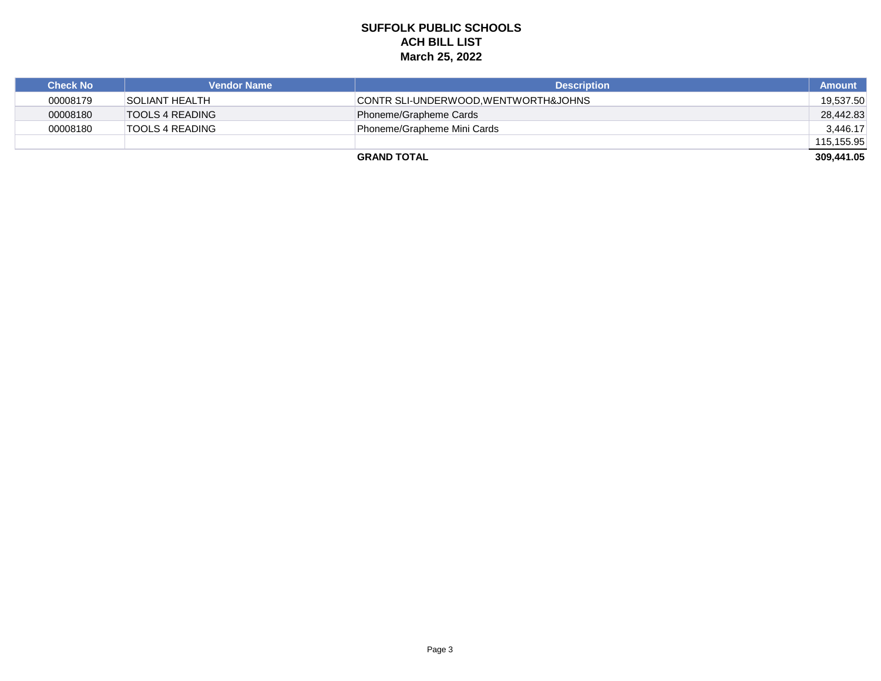**SUFFOLK PUBLIC SCHOOLS**
**ACH BILL LIST**
**March 25, 2022**

| Check No | Vendor Name | Description | Amount |
|---|---|---|---|
| 00008179 | SOLIANT HEALTH | CONTR SLI-UNDERWOOD,WENTWORTH&JOHNS | 19,537.50 |
| 00008180 | TOOLS 4 READING | Phoneme/Grapheme Cards | 28,442.83 |
| 00008180 | TOOLS 4 READING | Phoneme/Grapheme Mini Cards | 3,446.17 |
| | | | 115,155.95 |
| | | **GRAND TOTAL** | **309,441.05** |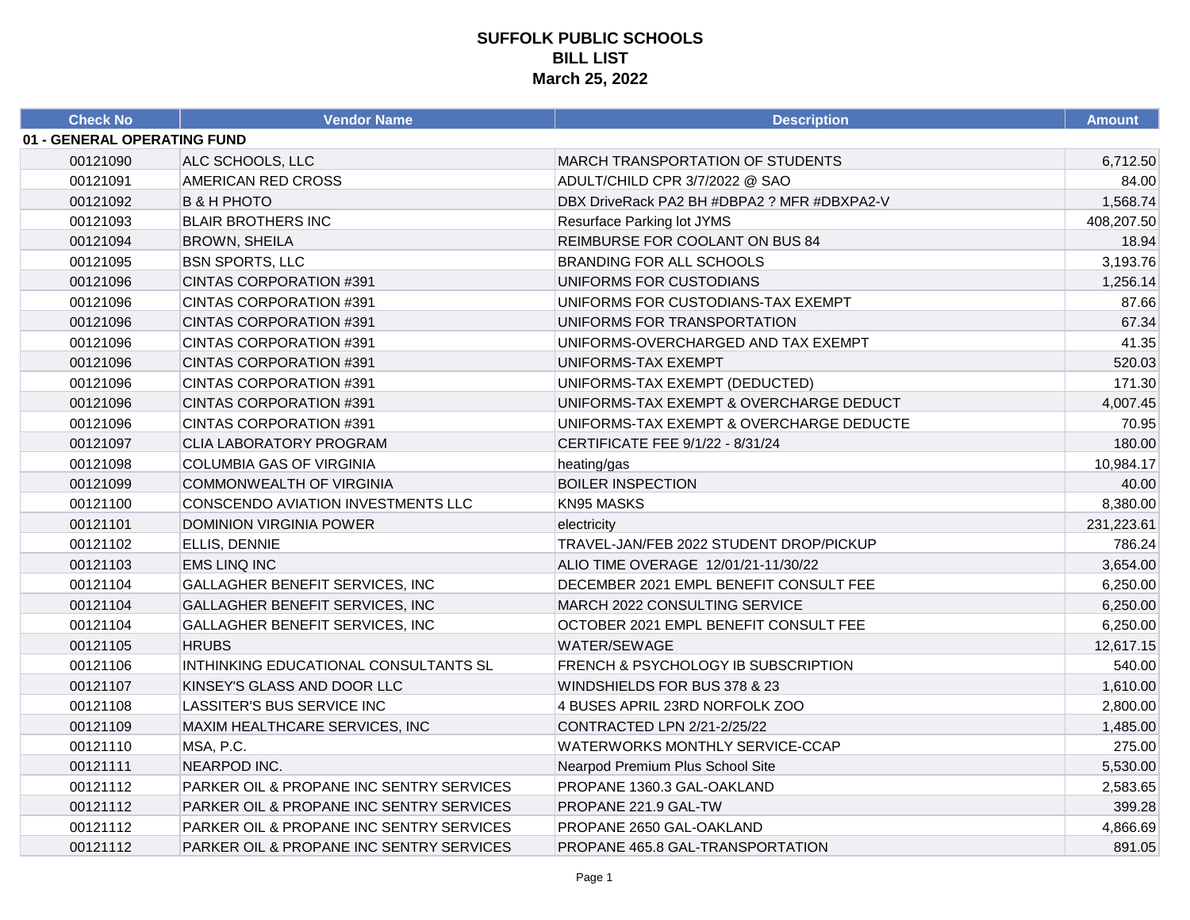# SUFFOLK PUBLIC SCHOOLS
## BILL LIST
### March 25, 2022

| Check No | Vendor Name | Description | Amount |
|---|---|---|---|
| **01 - GENERAL OPERATING FUND** | | | |
| 00121090 | ALC SCHOOLS, LLC | MARCH TRANSPORTATION OF STUDENTS | 6,712.50 |
| 00121091 | AMERICAN RED CROSS | ADULT/CHILD CPR 3/7/2022 @ SAO | 84.00 |
| 00121092 | B & H PHOTO | DBX DriveRack PA2 BH #DBPA2 ? MFR #DBXPA2-V | 1,568.74 |
| 00121093 | BLAIR BROTHERS INC | Resurface Parking lot JYMS | 408,207.50 |
| 00121094 | BROWN, SHEILA | REIMBURSE FOR COOLANT ON BUS 84 | 18.94 |
| 00121095 | BSN SPORTS, LLC | BRANDING FOR ALL SCHOOLS | 3,193.76 |
| 00121096 | CINTAS CORPORATION #391 | UNIFORMS FOR CUSTODIANS | 1,256.14 |
| 00121096 | CINTAS CORPORATION #391 | UNIFORMS FOR CUSTODIANS-TAX EXEMPT | 87.66 |
| 00121096 | CINTAS CORPORATION #391 | UNIFORMS FOR TRANSPORTATION | 67.34 |
| 00121096 | CINTAS CORPORATION #391 | UNIFORMS-OVERCHARGED AND TAX EXEMPT | 41.35 |
| 00121096 | CINTAS CORPORATION #391 | UNIFORMS-TAX EXEMPT | 520.03 |
| 00121096 | CINTAS CORPORATION #391 | UNIFORMS-TAX EXEMPT (DEDUCTED) | 171.30 |
| 00121096 | CINTAS CORPORATION #391 | UNIFORMS-TAX EXEMPT & OVERCHARGE DEDUCT | 4,007.45 |
| 00121096 | CINTAS CORPORATION #391 | UNIFORMS-TAX EXEMPT & OVERCHARGE DEDUCTE | 70.95 |
| 00121097 | CLIA LABORATORY PROGRAM | CERTIFICATE FEE 9/1/22 - 8/31/24 | 180.00 |
| 00121098 | COLUMBIA GAS OF VIRGINIA | heating/gas | 10,984.17 |
| 00121099 | COMMONWEALTH OF VIRGINIA | BOILER INSPECTION | 40.00 |
| 00121100 | CONSCENDO AVIATION INVESTMENTS LLC | KN95 MASKS | 8,380.00 |
| 00121101 | DOMINION VIRGINIA POWER | electricity | 231,223.61 |
| 00121102 | ELLIS, DENNIE | TRAVEL-JAN/FEB 2022 STUDENT DROP/PICKUP | 786.24 |
| 00121103 | EMS LINQ INC | ALIO TIME OVERAGE 12/01/21-11/30/22 | 3,654.00 |
| 00121104 | GALLAGHER BENEFIT SERVICES, INC | DECEMBER 2021 EMPL BENEFIT CONSULT FEE | 6,250.00 |
| 00121104 | GALLAGHER BENEFIT SERVICES, INC | MARCH 2022 CONSULTING SERVICE | 6,250.00 |
| 00121104 | GALLAGHER BENEFIT SERVICES, INC | OCTOBER 2021 EMPL BENEFIT CONSULT FEE | 6,250.00 |
| 00121105 | HRUBS | WATER/SEWAGE | 12,617.15 |
| 00121106 | INTHINKING EDUCATIONAL CONSULTANTS SL | FRENCH & PSYCHOLOGY IB SUBSCRIPTION | 540.00 |
| 00121107 | KINSEY'S GLASS AND DOOR LLC | WINDSHIELDS FOR BUS 378 & 23 | 1,610.00 |
| 00121108 | LASSITER'S BUS SERVICE INC | 4 BUSES APRIL 23RD NORFOLK ZOO | 2,800.00 |
| 00121109 | MAXIM HEALTHCARE SERVICES, INC | CONTRACTED LPN 2/21-2/25/22 | 1,485.00 |
| 00121110 | MSA, P.C. | WATERWORKS MONTHLY SERVICE-CCAP | 275.00 |
| 00121111 | NEARPOD INC. | Nearpod Premium Plus School Site | 5,530.00 |
| 00121112 | PARKER OIL & PROPANE INC SENTRY SERVICES | PROPANE 1360.3 GAL-OAKLAND | 2,583.65 |
| 00121112 | PARKER OIL & PROPANE INC SENTRY SERVICES | PROPANE 221.9 GAL-TW | 399.28 |
| 00121112 | PARKER OIL & PROPANE INC SENTRY SERVICES | PROPANE 2650 GAL-OAKLAND | 4,866.69 |
| 00121112 | PARKER OIL & PROPANE INC SENTRY SERVICES | PROPANE 465.8 GAL-TRANSPORTATION | 891.05 |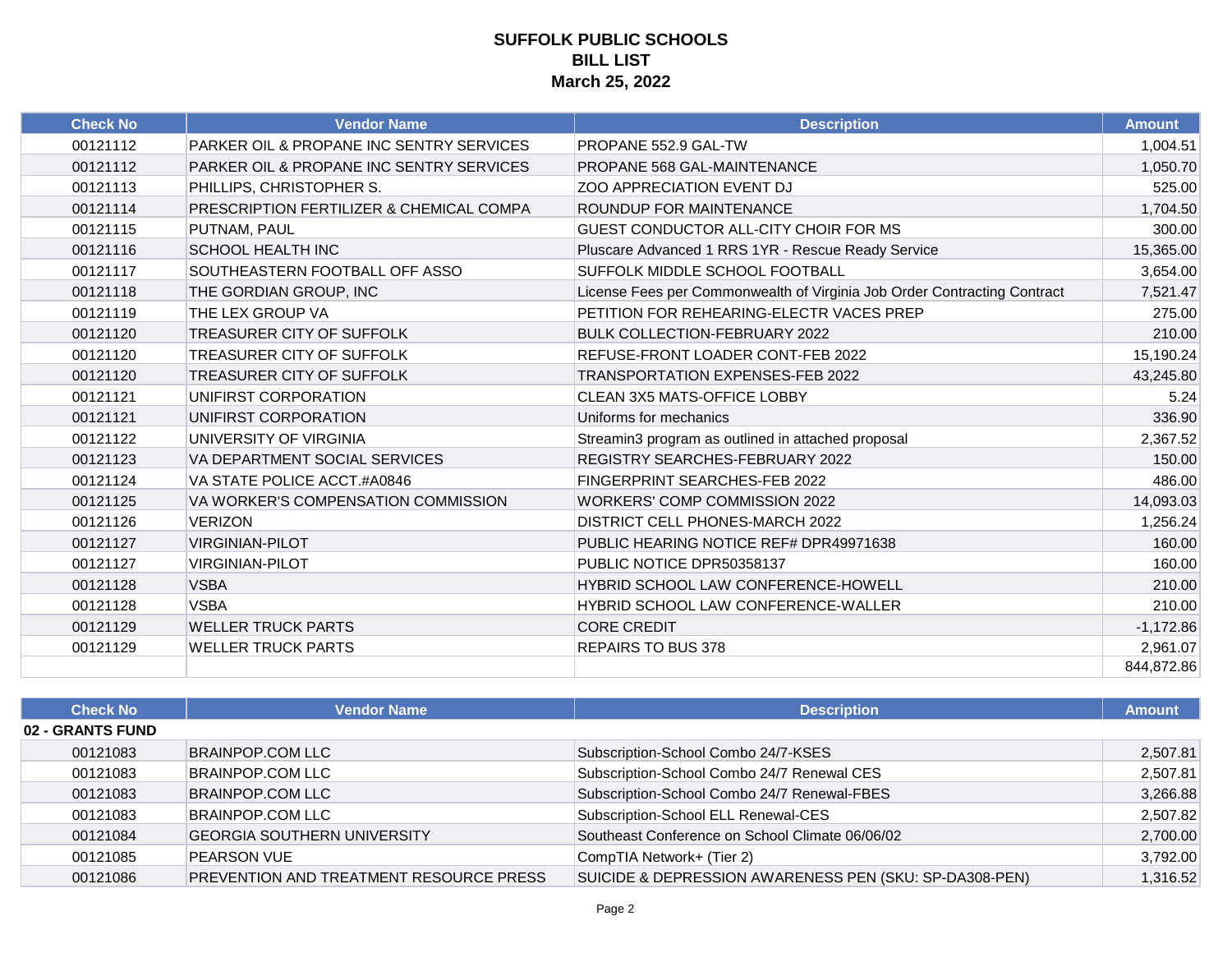# SUFFOLK PUBLIC SCHOOLS
## BILL LIST
### March 25, 2022

| Check No | Vendor Name | Description | Amount |
|---|---|---|---|
| 00121112 | PARKER OIL & PROPANE INC SENTRY SERVICES | PROPANE 552.9 GAL-TW | 1,004.51 |
| 00121112 | PARKER OIL & PROPANE INC SENTRY SERVICES | PROPANE 568 GAL-MAINTENANCE | 1,050.70 |
| 00121113 | PHILLIPS, CHRISTOPHER S. | ZOO APPRECIATION EVENT DJ | 525.00 |
| 00121114 | PRESCRIPTION FERTILIZER & CHEMICAL COMPA | ROUNDUP FOR MAINTENANCE | 1,704.50 |
| 00121115 | PUTNAM, PAUL | GUEST CONDUCTOR ALL-CITY CHOIR FOR MS | 300.00 |
| 00121116 | SCHOOL HEALTH INC | Pluscare Advanced 1 RRS 1YR - Rescue Ready Service | 15,365.00 |
| 00121117 | SOUTHEASTERN FOOTBALL OFF ASSO | SUFFOLK MIDDLE SCHOOL FOOTBALL | 3,654.00 |
| 00121118 | THE GORDIAN GROUP, INC | License Fees per Commonwealth of Virginia Job Order Contracting Contract | 7,521.47 |
| 00121119 | THE LEX GROUP VA | PETITION FOR REHEARING-ELECTR VACES PREP | 275.00 |
| 00121120 | TREASURER CITY OF SUFFOLK | BULK COLLECTION-FEBRUARY 2022 | 210.00 |
| 00121120 | TREASURER CITY OF SUFFOLK | REFUSE-FRONT LOADER CONT-FEB 2022 | 15,190.24 |
| 00121120 | TREASURER CITY OF SUFFOLK | TRANSPORTATION EXPENSES-FEB 2022 | 43,245.80 |
| 00121121 | UNIFIRST CORPORATION | CLEAN 3X5 MATS-OFFICE LOBBY | 5.24 |
| 00121121 | UNIFIRST CORPORATION | Uniforms for mechanics | 336.90 |
| 00121122 | UNIVERSITY OF VIRGINIA | Streamin3 program as outlined in attached proposal | 2,367.52 |
| 00121123 | VA DEPARTMENT SOCIAL SERVICES | REGISTRY SEARCHES-FEBRUARY 2022 | 150.00 |
| 00121124 | VA STATE POLICE ACCT.#A0846 | FINGERPRINT SEARCHES-FEB 2022 | 486.00 |
| 00121125 | VA WORKER'S COMPENSATION COMMISSION | WORKERS' COMP COMMISSION 2022 | 14,093.03 |
| 00121126 | VERIZON | DISTRICT CELL PHONES-MARCH 2022 | 1,256.24 |
| 00121127 | VIRGINIAN-PILOT | PUBLIC HEARING NOTICE REF# DPR49971638 | 160.00 |
| 00121127 | VIRGINIAN-PILOT | PUBLIC NOTICE DPR50358137 | 160.00 |
| 00121128 | VSBA | HYBRID SCHOOL LAW CONFERENCE-HOWELL | 210.00 |
| 00121128 | VSBA | HYBRID SCHOOL LAW CONFERENCE-WALLER | 210.00 |
| 00121129 | WELLER TRUCK PARTS | CORE CREDIT | -1,172.86 |
| 00121129 | WELLER TRUCK PARTS | REPAIRS TO BUS 378 | 2,961.07 |
| | | | 844,872.86 |

| Check No | Vendor Name | Description | Amount |
|---|---|---|---|
| **02 - GRANTS FUND** | | | |
| 00121083 | BRAINPOP.COM LLC | Subscription-School Combo 24/7-KSES | 2,507.81 |
| 00121083 | BRAINPOP.COM LLC | Subscription-School Combo 24/7 Renewal CES | 2,507.81 |
| 00121083 | BRAINPOP.COM LLC | Subscription-School Combo 24/7 Renewal-FBES | 3,266.88 |
| 00121083 | BRAINPOP.COM LLC | Subscription-School ELL Renewal-CES | 2,507.82 |
| 00121084 | GEORGIA SOUTHERN UNIVERSITY | Southeast Conference on School Climate 06/06/02 | 2,700.00 |
| 00121085 | PEARSON VUE | CompTIA Network+ (Tier 2) | 3,792.00 |
| 00121086 | PREVENTION AND TREATMENT RESOURCE PRESS | SUICIDE & DEPRESSION AWARENESS PEN (SKU: SP-DA308-PEN) | 1,316.52 |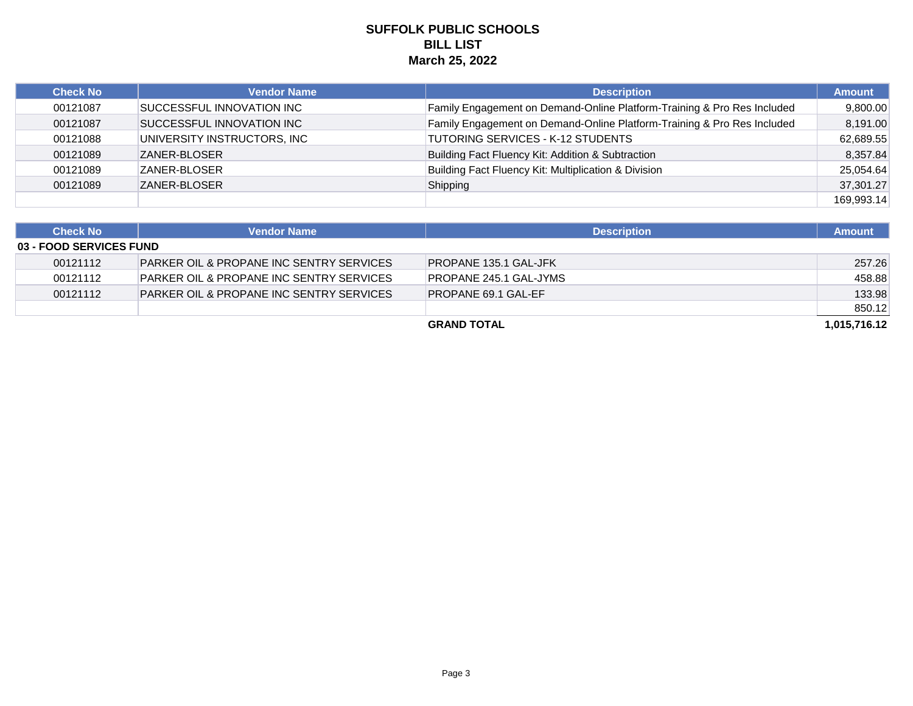# SUFFOLK PUBLIC SCHOOLS
## BILL LIST
## March 25, 2022

| Check No | Vendor Name | Description | Amount |
|---|---|---|---|
| 00121087 | SUCCESSFUL INNOVATION INC | Family Engagement on Demand-Online Platform-Training & Pro Res Included | 9,800.00 |
| 00121087 | SUCCESSFUL INNOVATION INC | Family Engagement on Demand-Online Platform-Training & Pro Res Included | 8,191.00 |
| 00121088 | UNIVERSITY INSTRUCTORS, INC | TUTORING SERVICES - K-12 STUDENTS | 62,689.55 |
| 00121089 | ZANER-BLOSER | Building Fact Fluency Kit: Addition & Subtraction | 8,357.84 |
| 00121089 | ZANER-BLOSER | Building Fact Fluency Kit: Multiplication & Division | 25,054.64 |
| 00121089 | ZANER-BLOSER | Shipping | 37,301.27 |
| | | | 169,993.14 |

| Check No | Vendor Name | Description | Amount |
|---|---|---|---|
| **03 - FOOD SERVICES FUND** | | | |
| 00121112 | PARKER OIL & PROPANE INC SENTRY SERVICES | PROPANE 135.1 GAL-JFK | 257.26 |
| 00121112 | PARKER OIL & PROPANE INC SENTRY SERVICES | PROPANE 245.1 GAL-JYMS | 458.88 |
| 00121112 | PARKER OIL & PROPANE INC SENTRY SERVICES | PROPANE 69.1 GAL-EF | 133.98 |
| | | | 850.12 |
| | | **GRAND TOTAL** | **1,015,716.12** |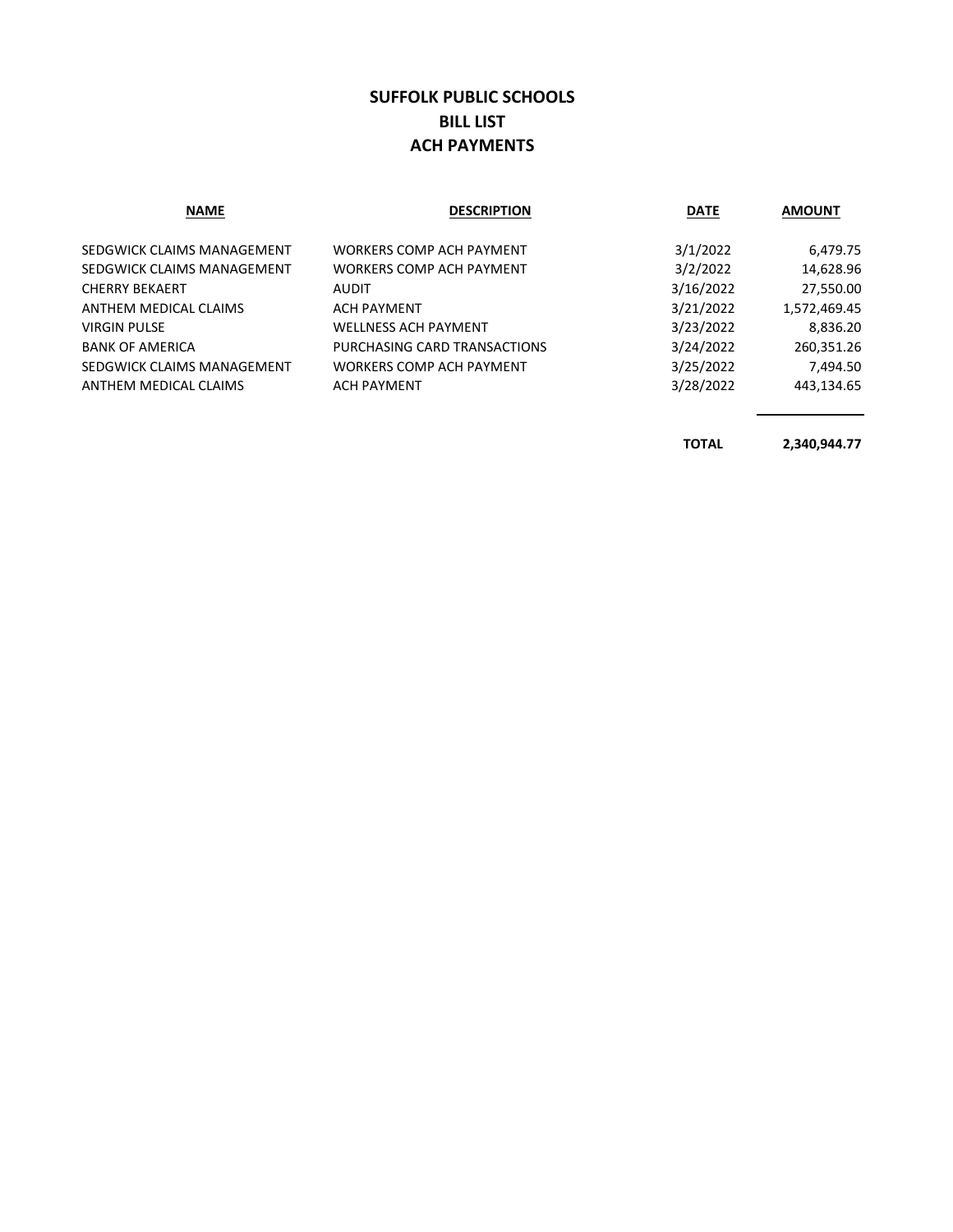# SUFFOLK PUBLIC SCHOOLS
## BILL LIST
## ACH PAYMENTS

| NAME | DESCRIPTION | DATE | AMOUNT |
|---|---|---|---|
| SEDGWICK CLAIMS MANAGEMENT | WORKERS COMP ACH PAYMENT | 3/1/2022 | 6,479.75 |
| SEDGWICK CLAIMS MANAGEMENT | WORKERS COMP ACH PAYMENT | 3/2/2022 | 14,628.96 |
| CHERRY BEKAERT | AUDIT | 3/16/2022 | 27,550.00 |
| ANTHEM MEDICAL CLAIMS | ACH PAYMENT | 3/21/2022 | 1,572,469.45 |
| VIRGIN PULSE | WELLNESS ACH PAYMENT | 3/23/2022 | 8,836.20 |
| BANK OF AMERICA | PURCHASING CARD TRANSACTIONS | 3/24/2022 | 260,351.26 |
| SEDGWICK CLAIMS MANAGEMENT | WORKERS COMP ACH PAYMENT | 3/25/2022 | 7,494.50 |
| ANTHEM MEDICAL CLAIMS | ACH PAYMENT | 3/28/2022 | 443,134.65 |
| | | **TOTAL** | **2,340,944.77** |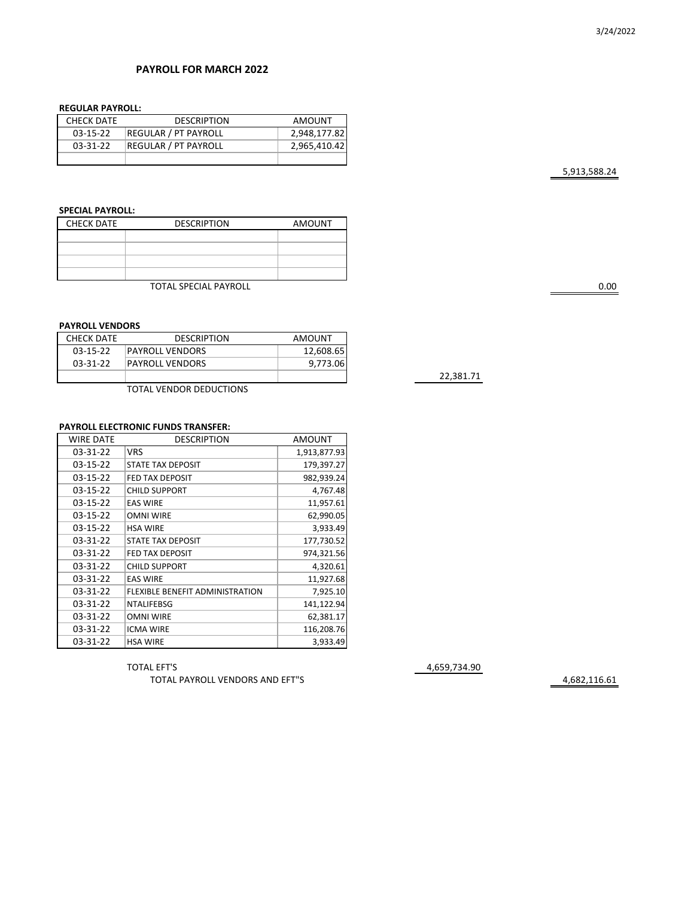3/24/2022

## PAYROLL FOR MARCH 2022

**REGULAR PAYROLL:**

| CHECK DATE | DESCRIPTION | AMOUNT |
|---|---|---|
| 03-15-22 | REGULAR / PT PAYROLL | 2,948,177.82 |
| 03-31-22 | REGULAR / PT PAYROLL | 2,965,410.42 |
| | | |

5,913,588.24

**SPECIAL PAYROLL:**

| CHECK DATE | DESCRIPTION | AMOUNT |
|---|---|---|
| | | |
| | | |
| | | |
| | | |

TOTAL SPECIAL PAYROLL 0.00

**PAYROLL VENDORS**

| CHECK DATE | DESCRIPTION | AMOUNT |
|---|---|---|
| 03-15-22 | PAYROLL VENDORS | 12,608.65 |
| 03-31-22 | PAYROLL VENDORS | 9,773.06 |
| | | |

TOTAL VENDOR DEDUCTIONS 22,381.71

**PAYROLL ELECTRONIC FUNDS TRANSFER:**

| WIRE DATE | DESCRIPTION | AMOUNT |
|---|---|---|
| 03-31-22 | VRS | 1,913,877.93 |
| 03-15-22 | STATE TAX DEPOSIT | 179,397.27 |
| 03-15-22 | FED TAX DEPOSIT | 982,939.24 |
| 03-15-22 | CHILD SUPPORT | 4,767.48 |
| 03-15-22 | EAS WIRE | 11,957.61 |
| 03-15-22 | OMNI WIRE | 62,990.05 |
| 03-15-22 | HSA WIRE | 3,933.49 |
| 03-31-22 | STATE TAX DEPOSIT | 177,730.52 |
| 03-31-22 | FED TAX DEPOSIT | 974,321.56 |
| 03-31-22 | CHILD SUPPORT | 4,320.61 |
| 03-31-22 | EAS WIRE | 11,927.68 |
| 03-31-22 | FLEXIBLE BENEFIT ADMINISTRATION | 7,925.10 |
| 03-31-22 | NTALIFEBSG | 141,122.94 |
| 03-31-22 | OMNI WIRE | 62,381.17 |
| 03-31-22 | ICMA WIRE | 116,208.76 |
| 03-31-22 | HSA WIRE | 3,933.49 |

TOTAL EFT'S 4,659,734.90

TOTAL PAYROLL VENDORS AND EFT"S 4,682,116.61